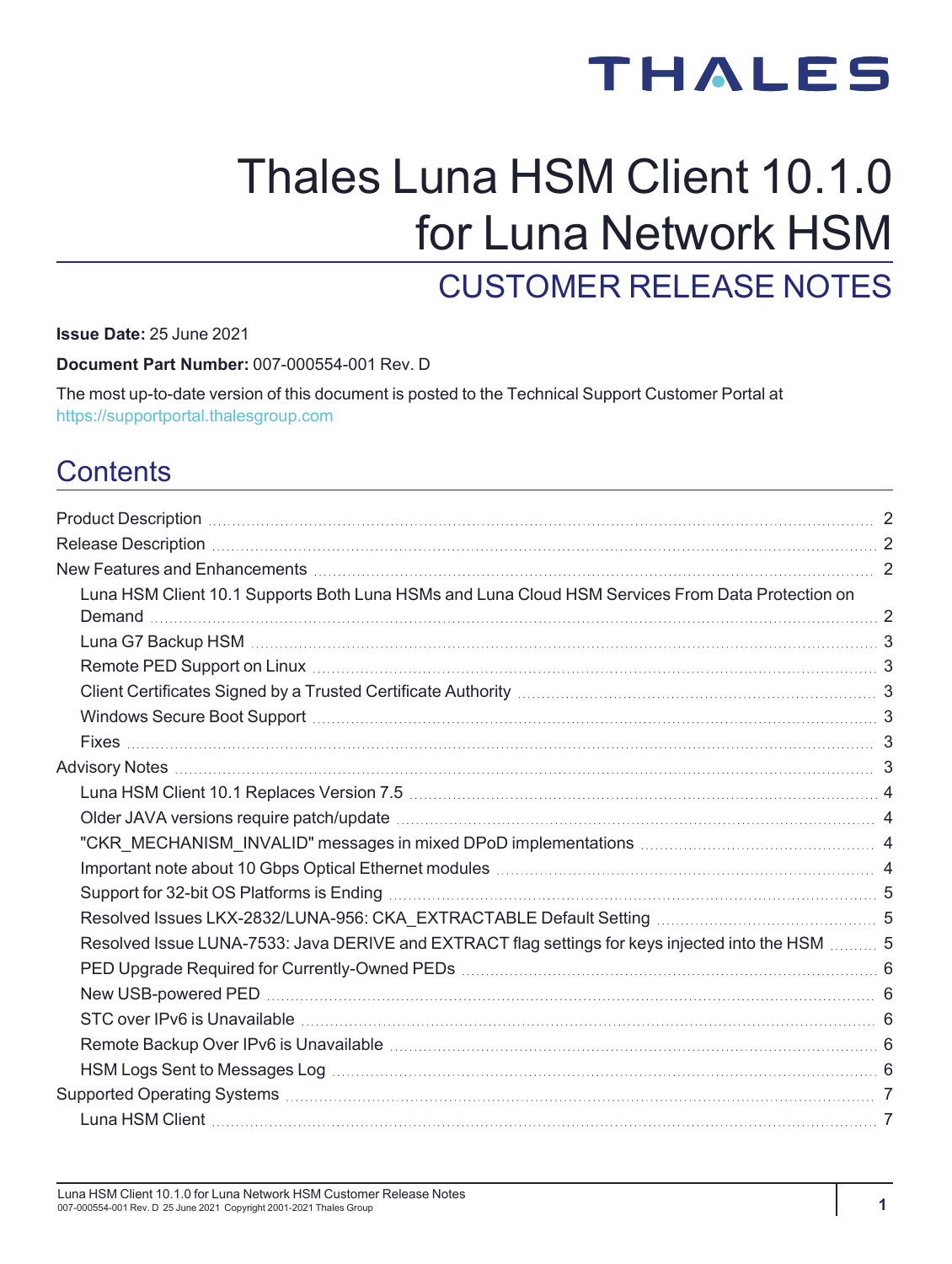THALES

# Thales Luna HSM Client 10.1.0 for Luna Network HSM

## CUSTOMER RELEASE NOTES

**Issue Date:** 25 June 2021

**Document Part Number:** 007-000554-001 Rev. D

The most up-to-date version of this document is posted to the Technical Support Customer Portal at https://supportportal.thalesgroup.com

## Contents

- Product Description 2
- Release Description 2
- New Features and Enhancements 2
  - Luna HSM Client 10.1 Supports Both Luna HSMs and Luna Cloud HSM Services From Data Protection on Demand 2
  - Luna G7 Backup HSM 3
  - Remote PED Support on Linux 3
  - Client Certificates Signed by a Trusted Certificate Authority 3
  - Windows Secure Boot Support 3
  - Fixes 3
- Advisory Notes 3
  - Luna HSM Client 10.1 Replaces Version 7.5 4
  - Older JAVA versions require patch/update 4
  - "CKR_MECHANISM_INVALID" messages in mixed DPoD implementations 4
  - Important note about 10 Gbps Optical Ethernet modules 4
  - Support for 32-bit OS Platforms is Ending 5
  - Resolved Issues LKX-2832/LUNA-956: CKA_EXTRACTABLE Default Setting 5
  - Resolved Issue LUNA-7533: Java DERIVE and EXTRACT flag settings for keys injected into the HSM 5
  - PED Upgrade Required for Currently-Owned PEDs 6
  - New USB-powered PED 6
  - STC over IPv6 is Unavailable 6
  - Remote Backup Over IPv6 is Unavailable 6
  - HSM Logs Sent to Messages Log 6
- Supported Operating Systems 7
  - Luna HSM Client 7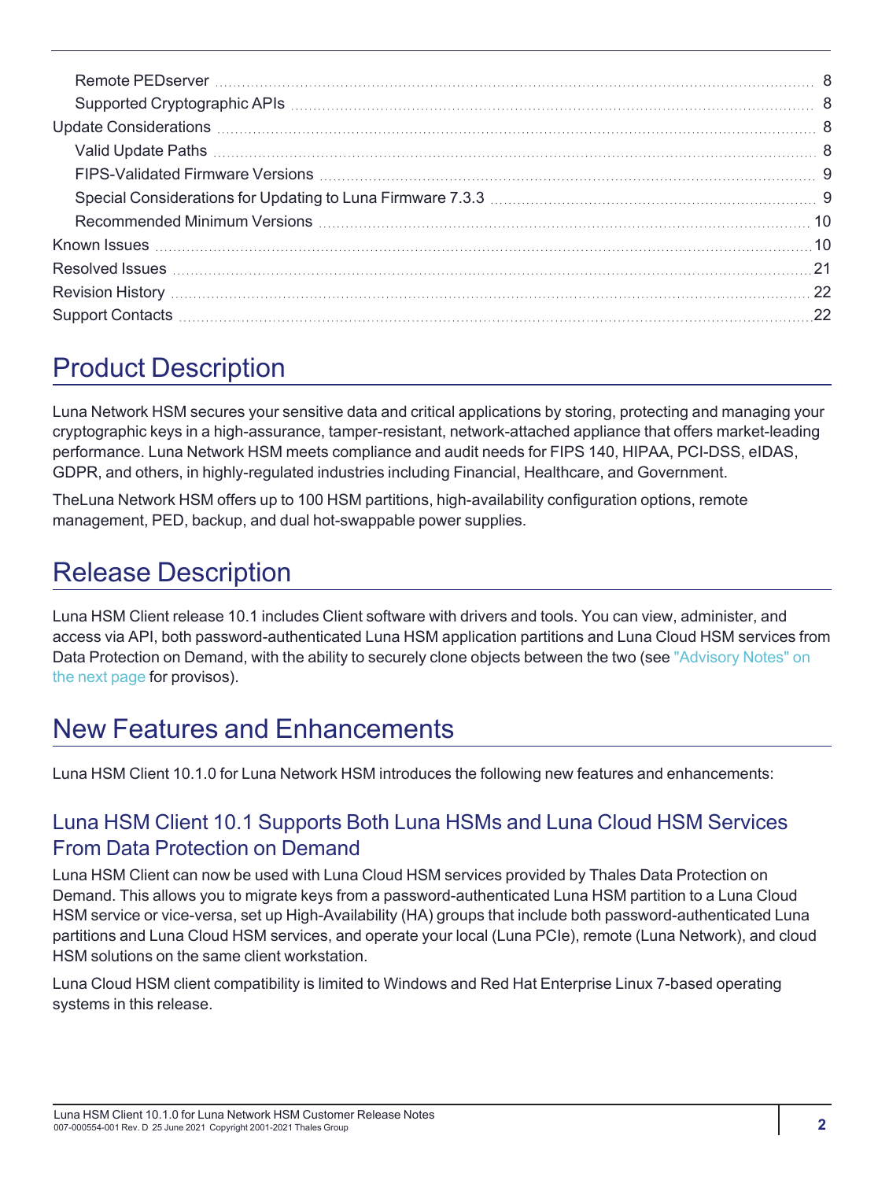Remote PEDserver 8
Supported Cryptographic APIs 8
Update Considerations 8
Valid Update Paths 8
FIPS-Validated Firmware Versions 9
Special Considerations for Updating to Luna Firmware 7.3.3 9
Recommended Minimum Versions 10
Known Issues 10
Resolved Issues 21
Revision History 22
Support Contacts 22

# Product Description

Luna Network HSM secures your sensitive data and critical applications by storing, protecting and managing your cryptographic keys in a high-assurance, tamper-resistant, network-attached appliance that offers market-leading performance. Luna Network HSM meets compliance and audit needs for FIPS 140, HIPAA, PCI-DSS, eIDAS, GDPR, and others, in highly-regulated industries including Financial, Healthcare, and Government.

TheLuna Network HSM offers up to 100 HSM partitions, high-availability configuration options, remote management, PED, backup, and dual hot-swappable power supplies.

# Release Description

Luna HSM Client release 10.1 includes Client software with drivers and tools. You can view, administer, and access via API, both password-authenticated Luna HSM application partitions and Luna Cloud HSM services from Data Protection on Demand, with the ability to securely clone objects between the two (see "Advisory Notes" on the next page for provisos).

# New Features and Enhancements

Luna HSM Client 10.1.0 for Luna Network HSM introduces the following new features and enhancements:

## Luna HSM Client 10.1 Supports Both Luna HSMs and Luna Cloud HSM Services From Data Protection on Demand

Luna HSM Client can now be used with Luna Cloud HSM services provided by Thales Data Protection on Demand. This allows you to migrate keys from a password-authenticated Luna HSM partition to a Luna Cloud HSM service or vice-versa, set up High-Availability (HA) groups that include both password-authenticated Luna partitions and Luna Cloud HSM services, and operate your local (Luna PCIe), remote (Luna Network), and cloud HSM solutions on the same client workstation.

Luna Cloud HSM client compatibility is limited to Windows and Red Hat Enterprise Linux 7-based operating systems in this release.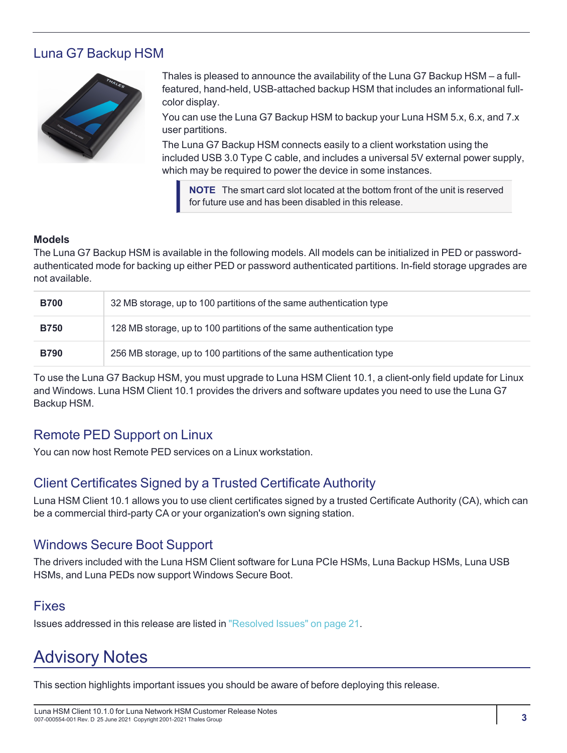## Luna G7 Backup HSM

Thales is pleased to announce the availability of the Luna G7 Backup HSM – a full-featured, hand-held, USB-attached backup HSM that includes an informational full-color display.

You can use the Luna G7 Backup HSM to backup your Luna HSM 5.x, 6.x, and 7.x user partitions.

The Luna G7 Backup HSM connects easily to a client workstation using the included USB 3.0 Type C cable, and includes a universal 5V external power supply, which may be required to power the device in some instances.

> **NOTE** The smart card slot located at the bottom front of the unit is reserved for future use and has been disabled in this release.

### Models

The Luna G7 Backup HSM is available in the following models. All models can be initialized in PED or password-authenticated mode for backing up either PED or password authenticated partitions. In-field storage upgrades are not available.

| Model | Description |
|---|---|
| **B700** | 32 MB storage, up to 100 partitions of the same authentication type |
| **B750** | 128 MB storage, up to 100 partitions of the same authentication type |
| **B790** | 256 MB storage, up to 100 partitions of the same authentication type |

To use the Luna G7 Backup HSM, you must upgrade to Luna HSM Client 10.1, a client-only field update for Linux and Windows. Luna HSM Client 10.1 provides the drivers and software updates you need to use the Luna G7 Backup HSM.

## Remote PED Support on Linux

You can now host Remote PED services on a Linux workstation.

## Client Certificates Signed by a Trusted Certificate Authority

Luna HSM Client 10.1 allows you to use client certificates signed by a trusted Certificate Authority (CA), which can be a commercial third-party CA or your organization's own signing station.

## Windows Secure Boot Support

The drivers included with the Luna HSM Client software for Luna PCIe HSMs, Luna Backup HSMs, Luna USB HSMs, and Luna PEDs now support Windows Secure Boot.

## Fixes

Issues addressed in this release are listed in "Resolved Issues" on page 21.

# Advisory Notes

This section highlights important issues you should be aware of before deploying this release.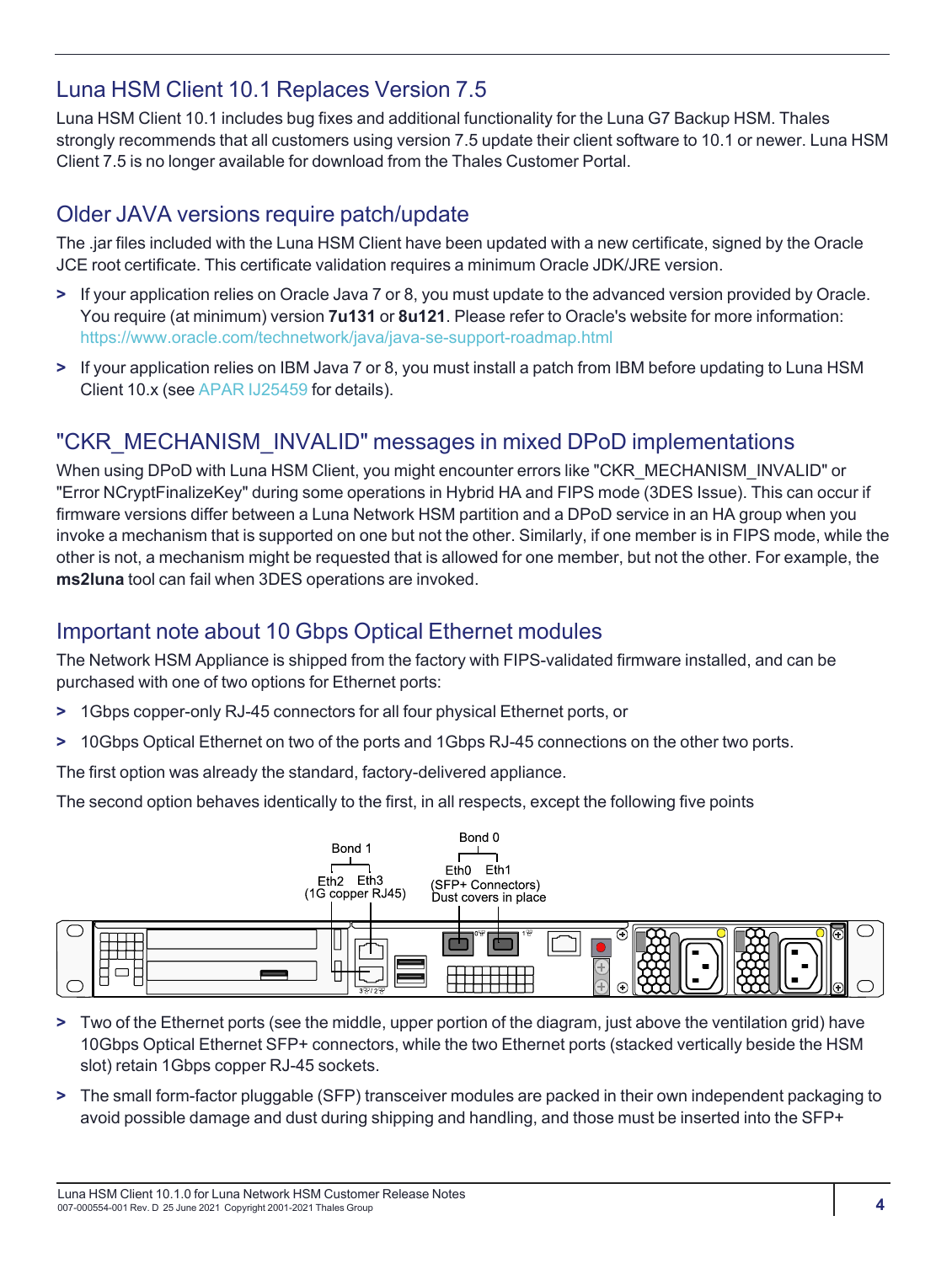## Luna HSM Client 10.1 Replaces Version 7.5

Luna HSM Client 10.1 includes bug fixes and additional functionality for the Luna G7 Backup HSM. Thales strongly recommends that all customers using version 7.5 update their client software to 10.1 or newer. Luna HSM Client 7.5 is no longer available for download from the Thales Customer Portal.

## Older JAVA versions require patch/update

The .jar files included with the Luna HSM Client have been updated with a new certificate, signed by the Oracle JCE root certificate. This certificate validation requires a minimum Oracle JDK/JRE version.

> If your application relies on Oracle Java 7 or 8, you must update to the advanced version provided by Oracle. You require (at minimum) version **7u131** or **8u121**. Please refer to Oracle's website for more information: https://www.oracle.com/technetwork/java/java-se-support-roadmap.html

> If your application relies on IBM Java 7 or 8, you must install a patch from IBM before updating to Luna HSM Client 10.x (see APAR IJ25459 for details).

## "CKR_MECHANISM_INVALID" messages in mixed DPoD implementations

When using DPoD with Luna HSM Client, you might encounter errors like "CKR_MECHANISM_INVALID" or "Error NCryptFinalizeKey" during some operations in Hybrid HA and FIPS mode (3DES Issue). This can occur if firmware versions differ between a Luna Network HSM partition and a DPoD service in an HA group when you invoke a mechanism that is supported on one but not the other. Similarly, if one member is in FIPS mode, while the other is not, a mechanism might be requested that is allowed for one member, but not the other. For example, the **ms2luna** tool can fail when 3DES operations are invoked.

## Important note about 10 Gbps Optical Ethernet modules

The Network HSM Appliance is shipped from the factory with FIPS-validated firmware installed, and can be purchased with one of two options for Ethernet ports:

> 1Gbps copper-only RJ-45 connectors for all four physical Ethernet ports, or

> 10Gbps Optical Ethernet on two of the ports and 1Gbps RJ-45 connections on the other two ports.

The first option was already the standard, factory-delivered appliance.

The second option behaves identically to the first, in all respects, except the following five points

Bond 1
Eth2 Eth3
(1G copper RJ45)

Bond 0
Eth0 Eth1
(SFP+ Connectors)
Dust covers in place

> Two of the Ethernet ports (see the middle, upper portion of the diagram, just above the ventilation grid) have 10Gbps Optical Ethernet SFP+ connectors, while the two Ethernet ports (stacked vertically beside the HSM slot) retain 1Gbps copper RJ-45 sockets.

> The small form-factor pluggable (SFP) transceiver modules are packed in their own independent packaging to avoid possible damage and dust during shipping and handling, and those must be inserted into the SFP+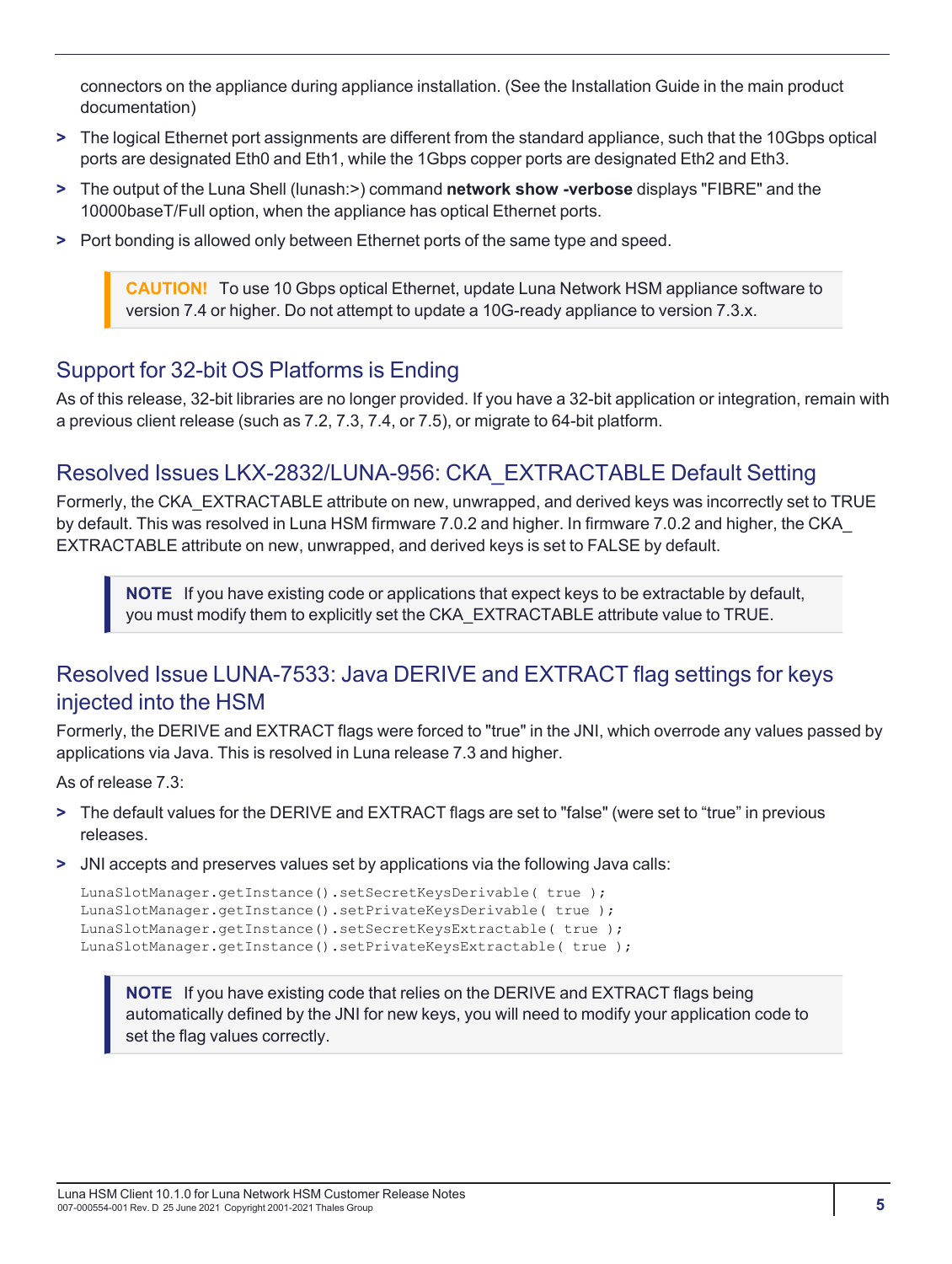connectors on the appliance during appliance installation. (See the Installation Guide in the main product documentation)

- The logical Ethernet port assignments are different from the standard appliance, such that the 10Gbps optical ports are designated Eth0 and Eth1, while the 1Gbps copper ports are designated Eth2 and Eth3.
- The output of the Luna Shell (lunash:>) command **network show -verbose** displays "FIBRE" and the 10000baseT/Full option, when the appliance has optical Ethernet ports.
- Port bonding is allowed only between Ethernet ports of the same type and speed.

> **CAUTION!** To use 10 Gbps optical Ethernet, update Luna Network HSM appliance software to version 7.4 or higher. Do not attempt to update a 10G-ready appliance to version 7.3.x.

## Support for 32-bit OS Platforms is Ending

As of this release, 32-bit libraries are no longer provided. If you have a 32-bit application or integration, remain with a previous client release (such as 7.2, 7.3, 7.4, or 7.5), or migrate to 64-bit platform.

## Resolved Issues LKX-2832/LUNA-956: CKA_EXTRACTABLE Default Setting

Formerly, the CKA_EXTRACTABLE attribute on new, unwrapped, and derived keys was incorrectly set to TRUE by default. This was resolved in Luna HSM firmware 7.0.2 and higher. In firmware 7.0.2 and higher, the CKA_EXTRACTABLE attribute on new, unwrapped, and derived keys is set to FALSE by default.

> **NOTE** If you have existing code or applications that expect keys to be extractable by default, you must modify them to explicitly set the CKA_EXTRACTABLE attribute value to TRUE.

## Resolved Issue LUNA-7533: Java DERIVE and EXTRACT flag settings for keys injected into the HSM

Formerly, the DERIVE and EXTRACT flags were forced to "true" in the JNI, which overrode any values passed by applications via Java. This is resolved in Luna release 7.3 and higher.

As of release 7.3:

- The default values for the DERIVE and EXTRACT flags are set to "false" (were set to “true” in previous releases.
- JNI accepts and preserves values set by applications via the following Java calls:

```
LunaSlotManager.getInstance().setSecretKeysDerivable( true );
LunaSlotManager.getInstance().setPrivateKeysDerivable( true );
LunaSlotManager.getInstance().setSecretKeysExtractable( true );
LunaSlotManager.getInstance().setPrivateKeysExtractable( true );
```

> **NOTE** If you have existing code that relies on the DERIVE and EXTRACT flags being automatically defined by the JNI for new keys, you will need to modify your application code to set the flag values correctly.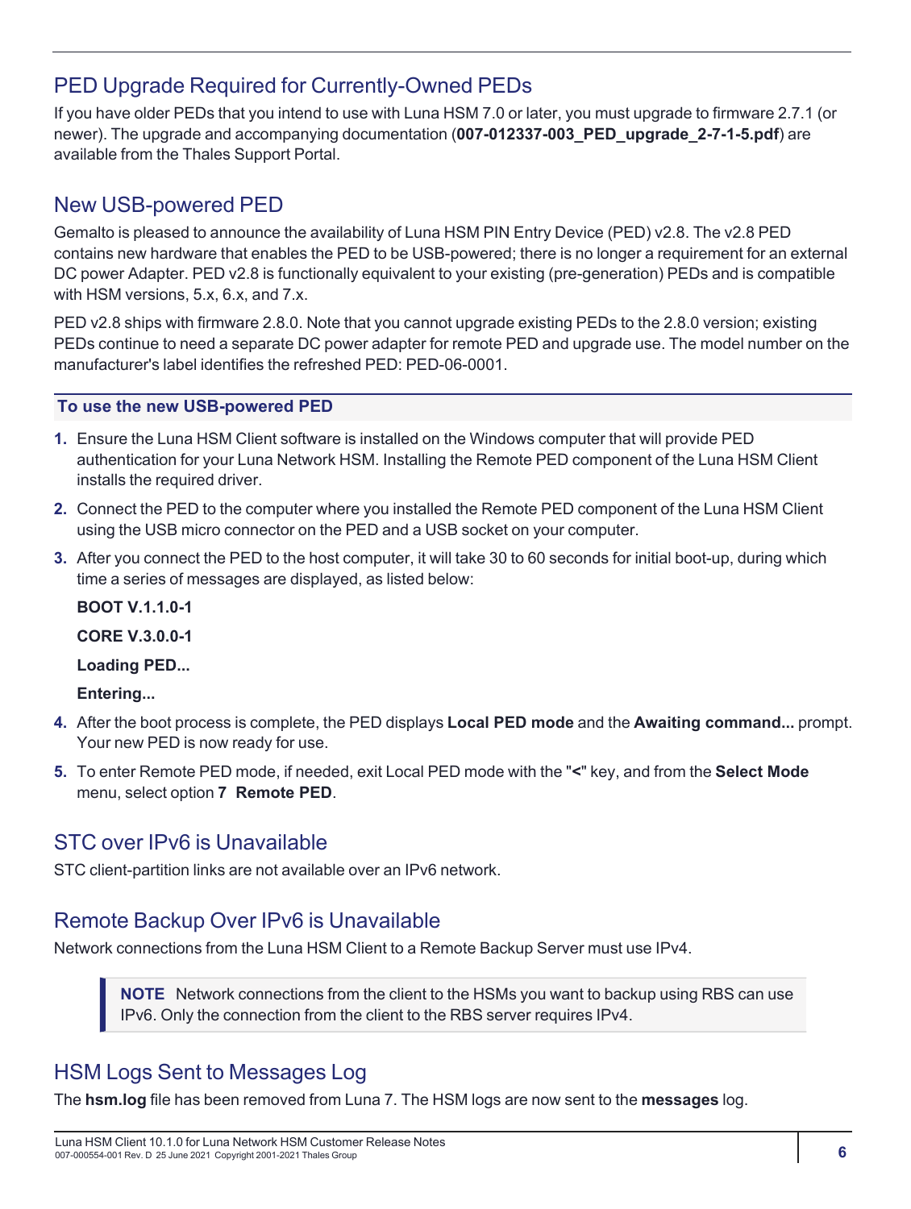## PED Upgrade Required for Currently-Owned PEDs

If you have older PEDs that you intend to use with Luna HSM 7.0 or later, you must upgrade to firmware 2.7.1 (or newer). The upgrade and accompanying documentation (**007-012337-003_PED_upgrade_2-7-1-5.pdf**) are available from the Thales Support Portal.

## New USB-powered PED

Gemalto is pleased to announce the availability of Luna HSM PIN Entry Device (PED) v2.8. The v2.8 PED contains new hardware that enables the PED to be USB-powered; there is no longer a requirement for an external DC power Adapter. PED v2.8 is functionally equivalent to your existing (pre-generation) PEDs and is compatible with HSM versions, 5.x, 6.x, and 7.x.

PED v2.8 ships with firmware 2.8.0. Note that you cannot upgrade existing PEDs to the 2.8.0 version; existing PEDs continue to need a separate DC power adapter for remote PED and upgrade use. The model number on the manufacturer's label identifies the refreshed PED: PED-06-0001.

### To use the new USB-powered PED

1. Ensure the Luna HSM Client software is installed on the Windows computer that will provide PED authentication for your Luna Network HSM. Installing the Remote PED component of the Luna HSM Client installs the required driver.
2. Connect the PED to the computer where you installed the Remote PED component of the Luna HSM Client using the USB micro connector on the PED and a USB socket on your computer.
3. After you connect the PED to the host computer, it will take 30 to 60 seconds for initial boot-up, during which time a series of messages are displayed, as listed below:

   **BOOT V.1.1.0-1**

   **CORE V.3.0.0-1**

   **Loading PED...**

   **Entering...**
4. After the boot process is complete, the PED displays **Local PED mode** and the **Awaiting command...** prompt. Your new PED is now ready for use.
5. To enter Remote PED mode, if needed, exit Local PED mode with the "**<**" key, and from the **Select Mode** menu, select option **7 Remote PED**.

## STC over IPv6 is Unavailable

STC client-partition links are not available over an IPv6 network.

## Remote Backup Over IPv6 is Unavailable

Network connections from the Luna HSM Client to a Remote Backup Server must use IPv4.

> **NOTE** Network connections from the client to the HSMs you want to backup using RBS can use IPv6. Only the connection from the client to the RBS server requires IPv4.

## HSM Logs Sent to Messages Log

The **hsm.log** file has been removed from Luna 7. The HSM logs are now sent to the **messages** log.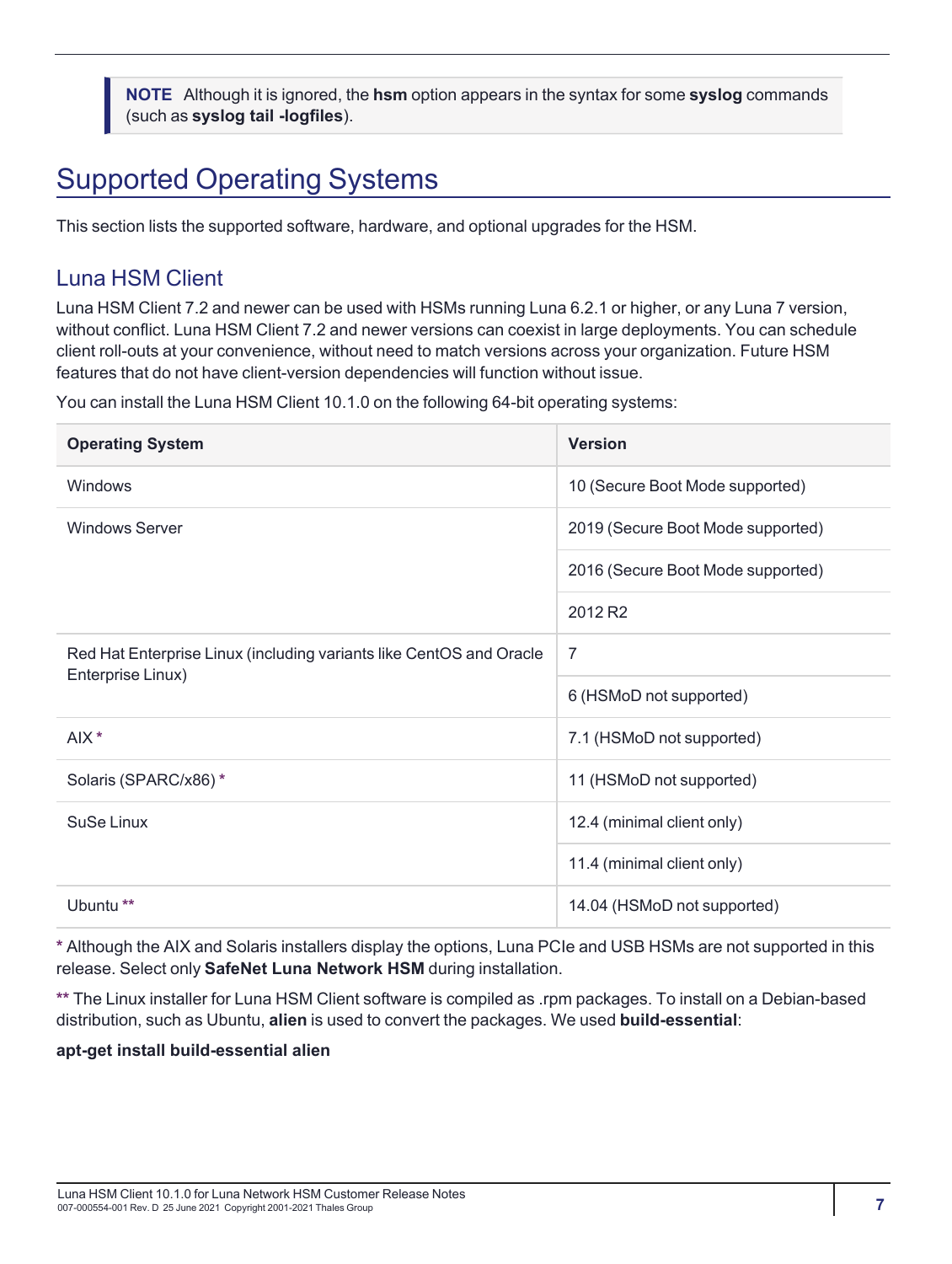> **NOTE** Although it is ignored, the **hsm** option appears in the syntax for some **syslog** commands (such as **syslog tail -logfiles**).

# Supported Operating Systems

This section lists the supported software, hardware, and optional upgrades for the HSM.

## Luna HSM Client

Luna HSM Client 7.2 and newer can be used with HSMs running Luna 6.2.1 or higher, or any Luna 7 version, without conflict. Luna HSM Client 7.2 and newer versions can coexist in large deployments. You can schedule client roll-outs at your convenience, without need to match versions across your organization. Future HSM features that do not have client-version dependencies will function without issue.

You can install the Luna HSM Client 10.1.0 on the following 64-bit operating systems:

| Operating System | Version |
|---|---|
| Windows | 10 (Secure Boot Mode supported) |
| Windows Server | 2019 (Secure Boot Mode supported) |
| | 2016 (Secure Boot Mode supported) |
| | 2012 R2 |
| Red Hat Enterprise Linux (including variants like CentOS and Oracle Enterprise Linux) | 7 |
| | 6 (HSMoD not supported) |
| AIX * | 7.1 (HSMoD not supported) |
| Solaris (SPARC/x86) * | 11 (HSMoD not supported) |
| SuSe Linux | 12.4 (minimal client only) |
| | 11.4 (minimal client only) |
| Ubuntu ** | 14.04 (HSMoD not supported) |

\* Although the AIX and Solaris installers display the options, Luna PCIe and USB HSMs are not supported in this release. Select only **SafeNet Luna Network HSM** during installation.

** The Linux installer for Luna HSM Client software is compiled as .rpm packages. To install on a Debian-based distribution, such as Ubuntu, **alien** is used to convert the packages. We used **build-essential**:

**apt-get install build-essential alien**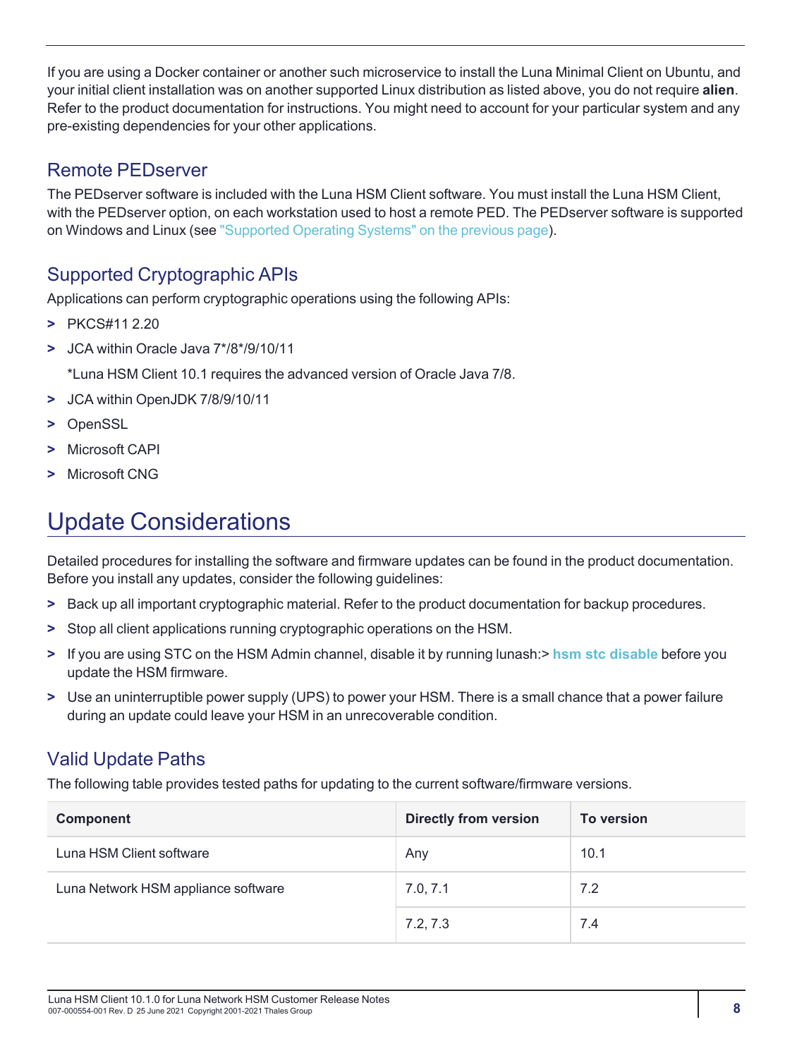If you are using a Docker container or another such microservice to install the Luna Minimal Client on Ubuntu, and your initial client installation was on another supported Linux distribution as listed above, you do not require **alien**. Refer to the product documentation for instructions. You might need to account for your particular system and any pre-existing dependencies for your other applications.

## Remote PEDserver

The PEDserver software is included with the Luna HSM Client software. You must install the Luna HSM Client, with the PEDserver option, on each workstation used to host a remote PED. The PEDserver software is supported on Windows and Linux (see "Supported Operating Systems" on the previous page).

## Supported Cryptographic APIs

Applications can perform cryptographic operations using the following APIs:

- PKCS#11 2.20
- JCA within Oracle Java 7*/8*/9/10/11

  *Luna HSM Client 10.1 requires the advanced version of Oracle Java 7/8.
- JCA within OpenJDK 7/8/9/10/11
- OpenSSL
- Microsoft CAPI
- Microsoft CNG

# Update Considerations

Detailed procedures for installing the software and firmware updates can be found in the product documentation. Before you install any updates, consider the following guidelines:

- Back up all important cryptographic material. Refer to the product documentation for backup procedures.
- Stop all client applications running cryptographic operations on the HSM.
- If you are using STC on the HSM Admin channel, disable it by running lunash:> **hsm stc disable** before you update the HSM firmware.
- Use an uninterruptible power supply (UPS) to power your HSM. There is a small chance that a power failure during an update could leave your HSM in an unrecoverable condition.

## Valid Update Paths

The following table provides tested paths for updating to the current software/firmware versions.

| Component | Directly from version | To version |
|---|---|---|
| Luna HSM Client software | Any | 10.1 |
| Luna Network HSM appliance software | 7.0, 7.1 | 7.2 |
| | 7.2, 7.3 | 7.4 |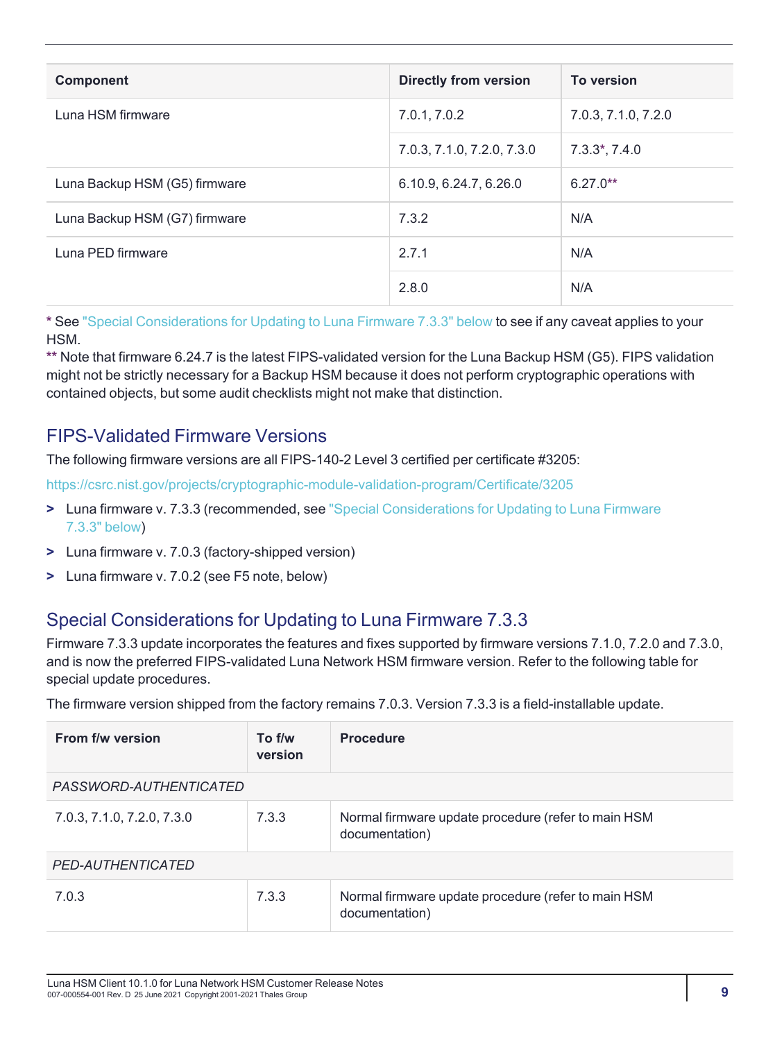| Component | Directly from version | To version |
| --- | --- | --- |
| Luna HSM firmware | 7.0.1, 7.0.2 | 7.0.3, 7.1.0, 7.2.0 |
| | 7.0.3, 7.1.0, 7.2.0, 7.3.0 | 7.3.3*, 7.4.0 |
| Luna Backup HSM (G5) firmware | 6.10.9, 6.24.7, 6.26.0 | 6.27.0** |
| Luna Backup HSM (G7) firmware | 7.3.2 | N/A |
| Luna PED firmware | 2.7.1 | N/A |
| | 2.8.0 | N/A |

* See "Special Considerations for Updating to Luna Firmware 7.3.3" below to see if any caveat applies to your HSM.
** Note that firmware 6.24.7 is the latest FIPS-validated version for the Luna Backup HSM (G5). FIPS validation might not be strictly necessary for a Backup HSM because it does not perform cryptographic operations with contained objects, but some audit checklists might not make that distinction.

## FIPS-Validated Firmware Versions

The following firmware versions are all FIPS-140-2 Level 3 certified per certificate #3205:

https://csrc.nist.gov/projects/cryptographic-module-validation-program/Certificate/3205

- Luna firmware v. 7.3.3 (recommended, see "Special Considerations for Updating to Luna Firmware 7.3.3" below)
- Luna firmware v. 7.0.3 (factory-shipped version)
- Luna firmware v. 7.0.2 (see F5 note, below)

## Special Considerations for Updating to Luna Firmware 7.3.3

Firmware 7.3.3 update incorporates the features and fixes supported by firmware versions 7.1.0, 7.2.0 and 7.3.0, and is now the preferred FIPS-validated Luna Network HSM firmware version. Refer to the following table for special update procedures.

The firmware version shipped from the factory remains 7.0.3. Version 7.3.3 is a field-installable update.

| From f/w version | To f/w version | Procedure |
| --- | --- | --- |
| *PASSWORD-AUTHENTICATED* | | |
| 7.0.3, 7.1.0, 7.2.0, 7.3.0 | 7.3.3 | Normal firmware update procedure (refer to main HSM documentation) |
| *PED-AUTHENTICATED* | | |
| 7.0.3 | 7.3.3 | Normal firmware update procedure (refer to main HSM documentation) |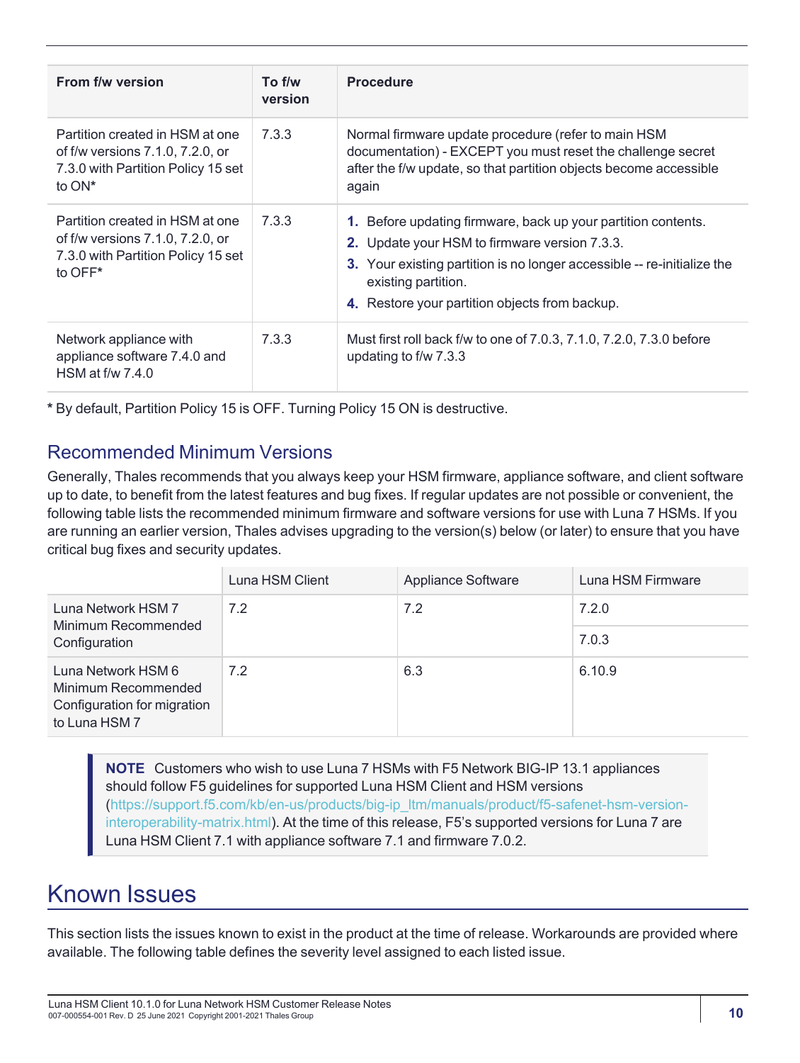| From f/w version | To f/w version | Procedure |
|---|---|---|
| Partition created in HSM at one of f/w versions 7.1.0, 7.2.0, or 7.3.0 with Partition Policy 15 set to ON* | 7.3.3 | Normal firmware update procedure (refer to main HSM documentation) - EXCEPT you must reset the challenge secret after the f/w update, so that partition objects become accessible again |
| Partition created in HSM at one of f/w versions 7.1.0, 7.2.0, or 7.3.0 with Partition Policy 15 set to OFF* | 7.3.3 | **1.** Before updating firmware, back up your partition contents.<br>**2.** Update your HSM to firmware version 7.3.3.<br>**3.** Your existing partition is no longer accessible -- re-initialize the existing partition.<br>**4.** Restore your partition objects from backup. |
| Network appliance with appliance software 7.4.0 and HSM at f/w 7.4.0 | 7.3.3 | Must first roll back f/w to one of 7.0.3, 7.1.0, 7.2.0, 7.3.0 before updating to f/w 7.3.3 |

* By default, Partition Policy 15 is OFF. Turning Policy 15 ON is destructive.

## Recommended Minimum Versions

Generally, Thales recommends that you always keep your HSM firmware, appliance software, and client software up to date, to benefit from the latest features and bug fixes. If regular updates are not possible or convenient, the following table lists the recommended minimum firmware and software versions for use with Luna 7 HSMs. If you are running an earlier version, Thales advises upgrading to the version(s) below (or later) to ensure that you have critical bug fixes and security updates.

| | Luna HSM Client | Appliance Software | Luna HSM Firmware |
|---|---|---|---|
| Luna Network HSM 7 Minimum Recommended Configuration | 7.2 | 7.2 | 7.2.0 |
| | | | 7.0.3 |
| Luna Network HSM 6 Minimum Recommended Configuration for migration to Luna HSM 7 | 7.2 | 6.3 | 6.10.9 |

> **NOTE** Customers who wish to use Luna 7 HSMs with F5 Network BIG-IP 13.1 appliances should follow F5 guidelines for supported Luna HSM Client and HSM versions (https://support.f5.com/kb/en-us/products/big-ip_ltm/manuals/product/f5-safenet-hsm-version-interoperability-matrix.html). At the time of this release, F5's supported versions for Luna 7 are Luna HSM Client 7.1 with appliance software 7.1 and firmware 7.0.2.

# Known Issues

This section lists the issues known to exist in the product at the time of release. Workarounds are provided where available. The following table defines the severity level assigned to each listed issue.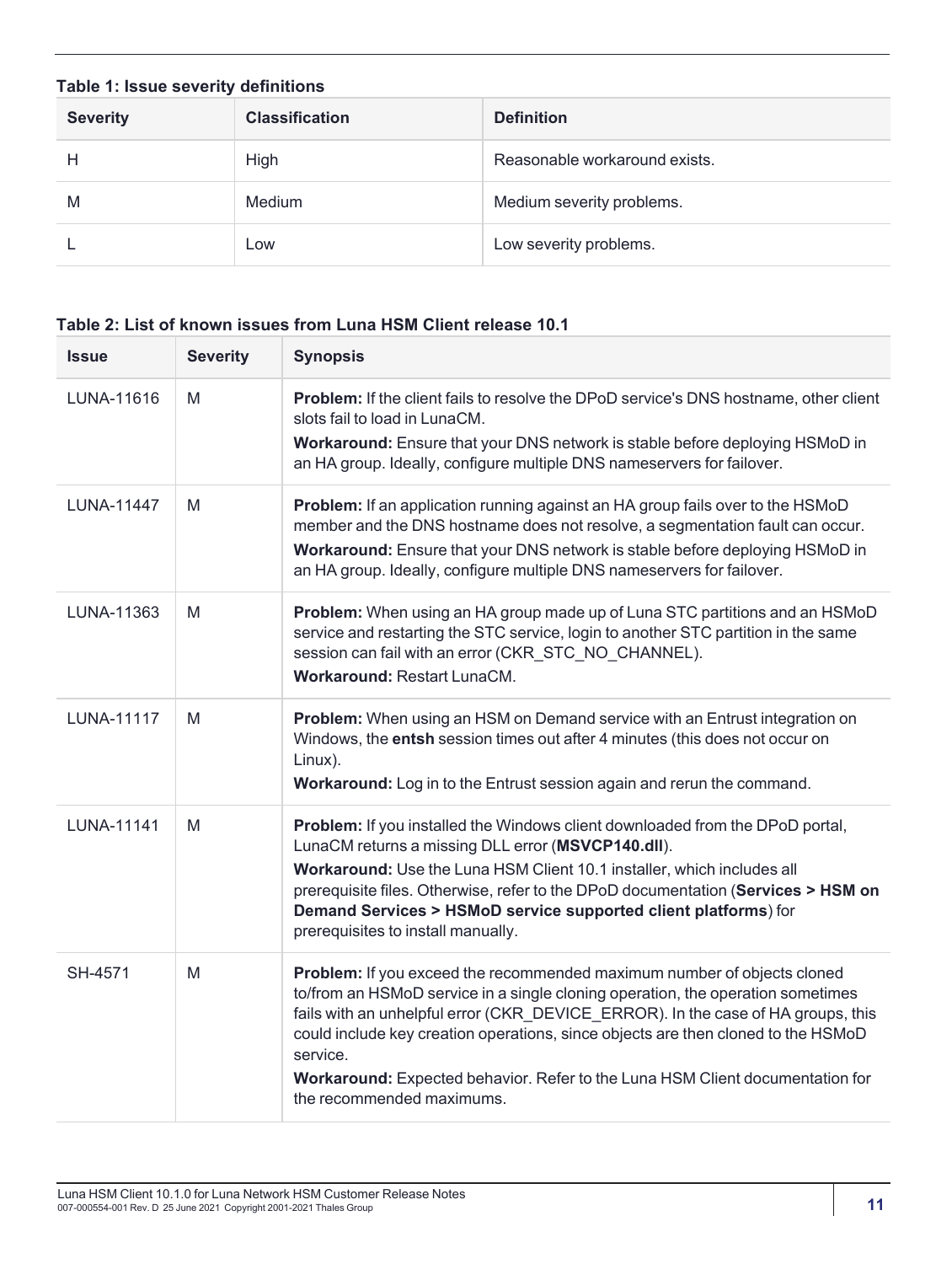**Table 1: Issue severity definitions**

| Severity | Classification | Definition |
| --- | --- | --- |
| H | High | Reasonable workaround exists. |
| M | Medium | Medium severity problems. |
| L | Low | Low severity problems. |

**Table 2: List of known issues from Luna HSM Client release 10.1**

| Issue | Severity | Synopsis |
| --- | --- | --- |
| LUNA-11616 | M | **Problem:** If the client fails to resolve the DPoD service's DNS hostname, other client slots fail to load in LunaCM.<br>**Workaround:** Ensure that your DNS network is stable before deploying HSMoD in an HA group. Ideally, configure multiple DNS nameservers for failover. |
| LUNA-11447 | M | **Problem:** If an application running against an HA group fails over to the HSMoD member and the DNS hostname does not resolve, a segmentation fault can occur.<br>**Workaround:** Ensure that your DNS network is stable before deploying HSMoD in an HA group. Ideally, configure multiple DNS nameservers for failover. |
| LUNA-11363 | M | **Problem:** When using an HA group made up of Luna STC partitions and an HSMoD service and restarting the STC service, login to another STC partition in the same session can fail with an error (CKR_STC_NO_CHANNEL).<br>**Workaround:** Restart LunaCM. |
| LUNA-11117 | M | **Problem:** When using an HSM on Demand service with an Entrust integration on Windows, the **entsh** session times out after 4 minutes (this does not occur on Linux).<br>**Workaround:** Log in to the Entrust session again and rerun the command. |
| LUNA-11141 | M | **Problem:** If you installed the Windows client downloaded from the DPoD portal, LunaCM returns a missing DLL error (**MSVCP140.dll**).<br>**Workaround:** Use the Luna HSM Client 10.1 installer, which includes all prerequisite files. Otherwise, refer to the DPoD documentation (**Services > HSM on Demand Services > HSMoD service supported client platforms**) for prerequisites to install manually. |
| SH-4571 | M | **Problem:** If you exceed the recommended maximum number of objects cloned to/from an HSMoD service in a single cloning operation, the operation sometimes fails with an unhelpful error (CKR_DEVICE_ERROR). In the case of HA groups, this could include key creation operations, since objects are then cloned to the HSMoD service.<br>**Workaround:** Expected behavior. Refer to the Luna HSM Client documentation for the recommended maximums. |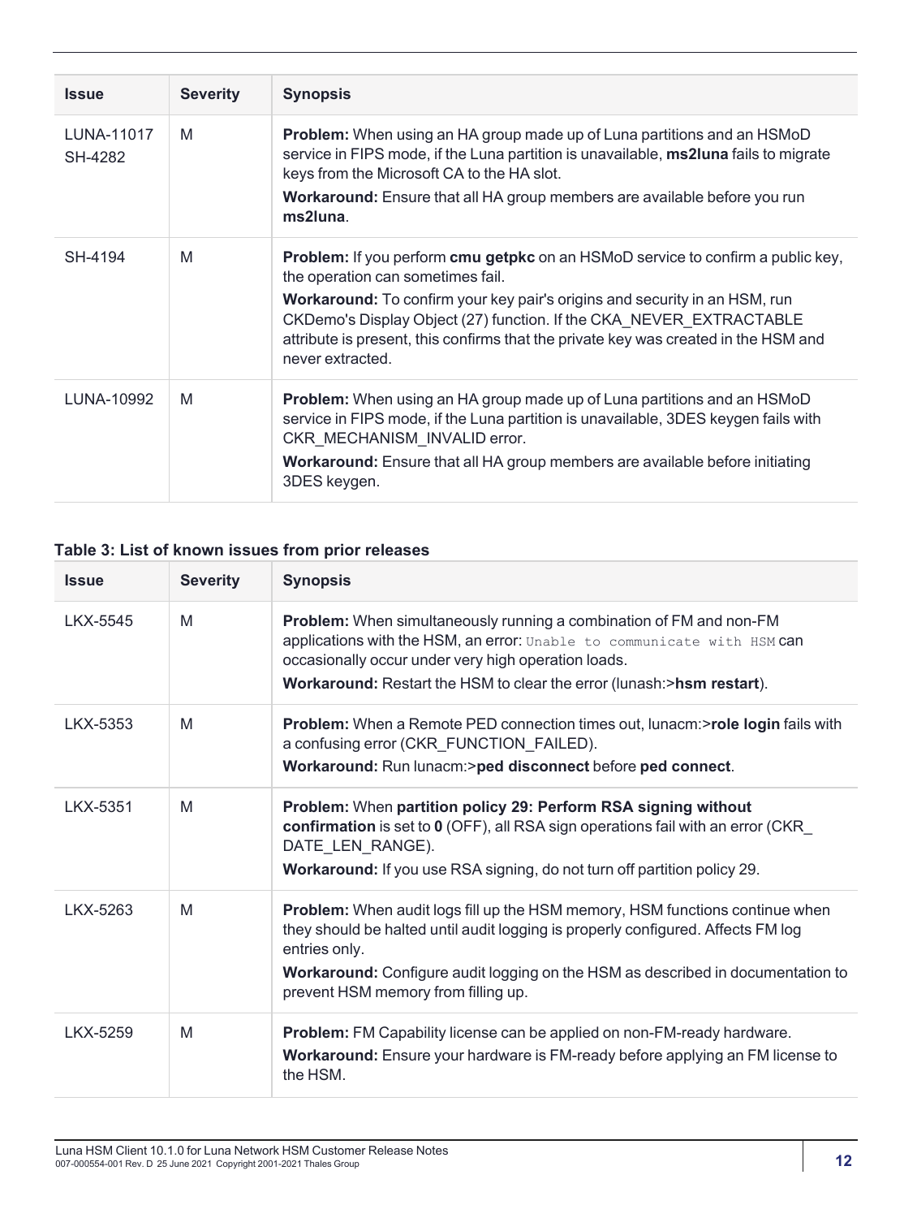| Issue | Severity | Synopsis |
| --- | --- | --- |
| LUNA-11017 SH-4282 | M | **Problem:** When using an HA group made up of Luna partitions and an HSMoD service in FIPS mode, if the Luna partition is unavailable, **ms2luna** fails to migrate keys from the Microsoft CA to the HA slot.<br>**Workaround:** Ensure that all HA group members are available before you run **ms2luna**. |
| SH-4194 | M | **Problem:** If you perform **cmu getpkc** on an HSMoD service to confirm a public key, the operation can sometimes fail.<br>**Workaround:** To confirm your key pair's origins and security in an HSM, run CKDemo's Display Object (27) function. If the CKA_NEVER_EXTRACTABLE attribute is present, this confirms that the private key was created in the HSM and never extracted. |
| LUNA-10992 | M | **Problem:** When using an HA group made up of Luna partitions and an HSMoD service in FIPS mode, if the Luna partition is unavailable, 3DES keygen fails with CKR_MECHANISM_INVALID error.<br>**Workaround:** Ensure that all HA group members are available before initiating 3DES keygen. |

**Table 3: List of known issues from prior releases**

| Issue | Severity | Synopsis |
| --- | --- | --- |
| LKX-5545 | M | **Problem:** When simultaneously running a combination of FM and non-FM applications with the HSM, an error: `Unable to communicate with HSM` can occasionally occur under very high operation loads.<br>**Workaround:** Restart the HSM to clear the error (lunash:>**hsm restart**). |
| LKX-5353 | M | **Problem:** When a Remote PED connection times out, lunacm:>**role login** fails with a confusing error (CKR_FUNCTION_FAILED).<br>**Workaround:** Run lunacm:>**ped disconnect** before **ped connect**. |
| LKX-5351 | M | **Problem:** When **partition policy 29: Perform RSA signing without confirmation** is set to **0** (OFF), all RSA sign operations fail with an error (CKR_DATE_LEN_RANGE).<br>**Workaround:** If you use RSA signing, do not turn off partition policy 29. |
| LKX-5263 | M | **Problem:** When audit logs fill up the HSM memory, HSM functions continue when they should be halted until audit logging is properly configured. Affects FM log entries only.<br>**Workaround:** Configure audit logging on the HSM as described in documentation to prevent HSM memory from filling up. |
| LKX-5259 | M | **Problem:** FM Capability license can be applied on non-FM-ready hardware.<br>**Workaround:** Ensure your hardware is FM-ready before applying an FM license to the HSM. |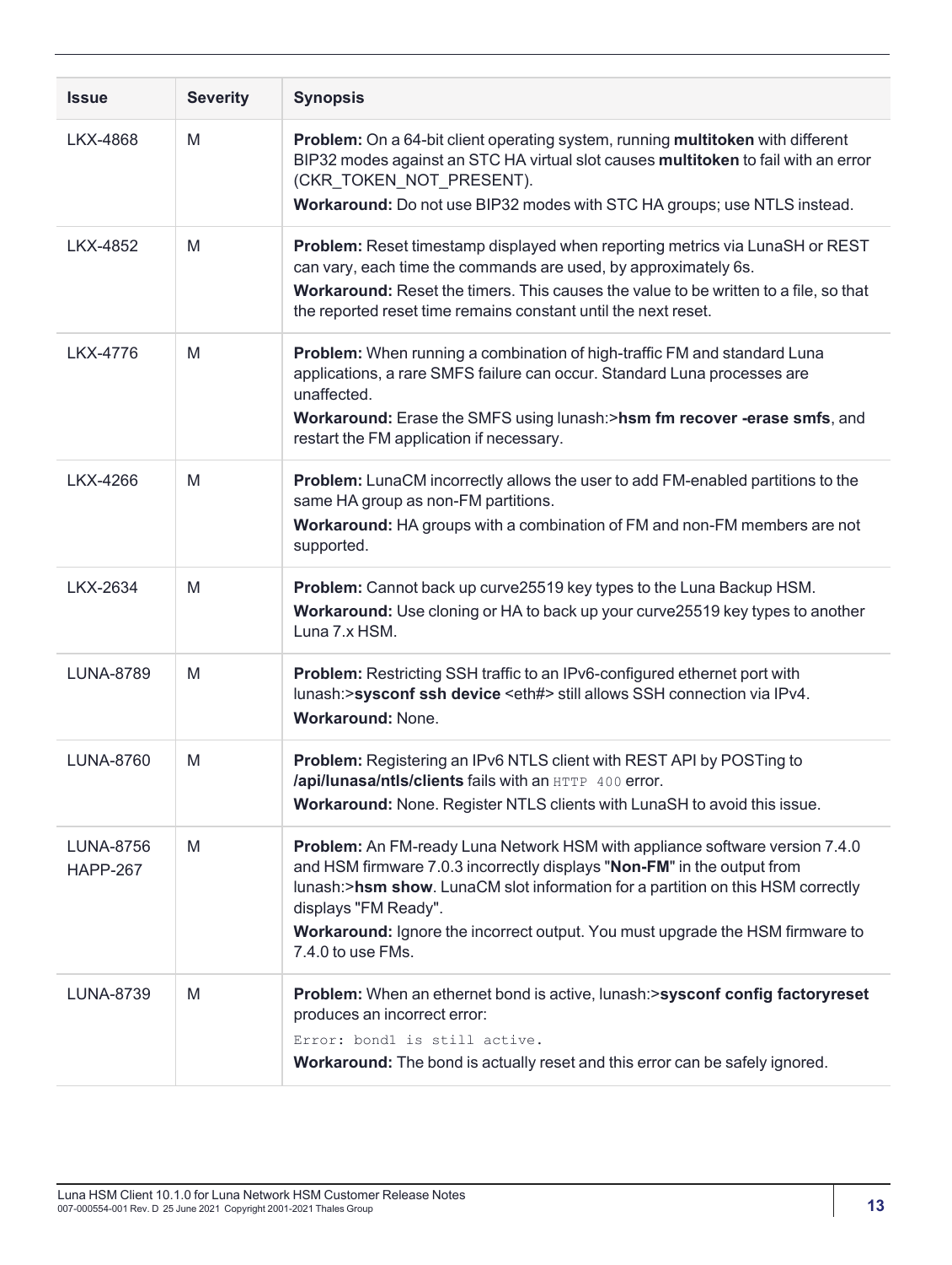| Issue | Severity | Synopsis |
|---|---|---|
| LKX-4868 | M | **Problem:** On a 64-bit client operating system, running **multitoken** with different BIP32 modes against an STC HA virtual slot causes **multitoken** to fail with an error (CKR_TOKEN_NOT_PRESENT).<br>**Workaround:** Do not use BIP32 modes with STC HA groups; use NTLS instead. |
| LKX-4852 | M | **Problem:** Reset timestamp displayed when reporting metrics via LunaSH or REST can vary, each time the commands are used, by approximately 6s.<br>**Workaround:** Reset the timers. This causes the value to be written to a file, so that the reported reset time remains constant until the next reset. |
| LKX-4776 | M | **Problem:** When running a combination of high-traffic FM and standard Luna applications, a rare SMFS failure can occur. Standard Luna processes are unaffected.<br>**Workaround:** Erase the SMFS using lunash:>**hsm fm recover -erase smfs**, and restart the FM application if necessary. |
| LKX-4266 | M | **Problem:** LunaCM incorrectly allows the user to add FM-enabled partitions to the same HA group as non-FM partitions.<br>**Workaround:** HA groups with a combination of FM and non-FM members are not supported. |
| LKX-2634 | M | **Problem:** Cannot back up curve25519 key types to the Luna Backup HSM.<br>**Workaround:** Use cloning or HA to back up your curve25519 key types to another Luna 7.x HSM. |
| LUNA-8789 | M | **Problem:** Restricting SSH traffic to an IPv6-configured ethernet port with lunash:>**sysconf ssh device** <eth#> still allows SSH connection via IPv4.<br>**Workaround:** None. |
| LUNA-8760 | M | **Problem:** Registering an IPv6 NTLS client with REST API by POSTing to **/api/lunasa/ntls/clients** fails with an `HTTP 400` error.<br>**Workaround:** None. Register NTLS clients with LunaSH to avoid this issue. |
| LUNA-8756<br>HAPP-267 | M | **Problem:** An FM-ready Luna Network HSM with appliance software version 7.4.0 and HSM firmware 7.0.3 incorrectly displays "**Non-FM**" in the output from lunash:>**hsm show**. LunaCM slot information for a partition on this HSM correctly displays "FM Ready".<br>**Workaround:** Ignore the incorrect output. You must upgrade the HSM firmware to 7.4.0 to use FMs. |
| LUNA-8739 | M | **Problem:** When an ethernet bond is active, lunash:>**sysconf config factoryreset** produces an incorrect error:<br>`Error: bond1 is still active.`<br>**Workaround:** The bond is actually reset and this error can be safely ignored. |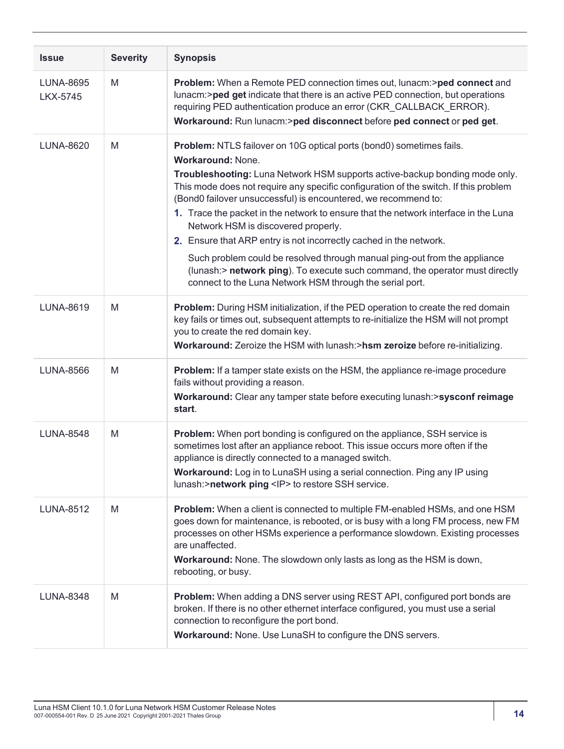| Issue | Severity | Synopsis |
|---|---|---|
| LUNA-8695<br>LKX-5745 | M | **Problem:** When a Remote PED connection times out, lunacm:>**ped connect** and lunacm:>**ped get** indicate that there is an active PED connection, but operations requiring PED authentication produce an error (CKR_CALLBACK_ERROR).<br>**Workaround:** Run lunacm:>**ped disconnect** before **ped connect** or **ped get**. |
| LUNA-8620 | M | **Problem:** NTLS failover on 10G optical ports (bond0) sometimes fails.<br>**Workaround:** None.<br>**Troubleshooting:** Luna Network HSM supports active-backup bonding mode only. This mode does not require any specific configuration of the switch. If this problem (Bond0 failover unsuccessful) is encountered, we recommend to:<br>1. Trace the packet in the network to ensure that the network interface in the Luna Network HSM is discovered properly.<br>2. Ensure that ARP entry is not incorrectly cached in the network.<br>Such problem could be resolved through manual ping-out from the appliance (lunash:> **network ping**). To execute such command, the operator must directly connect to the Luna Network HSM through the serial port. |
| LUNA-8619 | M | **Problem:** During HSM initialization, if the PED operation to create the red domain key fails or times out, subsequent attempts to re-initialize the HSM will not prompt you to create the red domain key.<br>**Workaround:** Zeroize the HSM with lunash:>**hsm zeroize** before re-initializing. |
| LUNA-8566 | M | **Problem:** If a tamper state exists on the HSM, the appliance re-image procedure fails without providing a reason.<br>**Workaround:** Clear any tamper state before executing lunash:>**sysconf reimage start**. |
| LUNA-8548 | M | **Problem:** When port bonding is configured on the appliance, SSH service is sometimes lost after an appliance reboot. This issue occurs more often if the appliance is directly connected to a managed switch.<br>**Workaround:** Log in to LunaSH using a serial connection. Ping any IP using lunash:>**network ping** <IP> to restore SSH service. |
| LUNA-8512 | M | **Problem:** When a client is connected to multiple FM-enabled HSMs, and one HSM goes down for maintenance, is rebooted, or is busy with a long FM process, new FM processes on other HSMs experience a performance slowdown. Existing processes are unaffected.<br>**Workaround:** None. The slowdown only lasts as long as the HSM is down, rebooting, or busy. |
| LUNA-8348 | M | **Problem:** When adding a DNS server using REST API, configured port bonds are broken. If there is no other ethernet interface configured, you must use a serial connection to reconfigure the port bond.<br>**Workaround:** None. Use LunaSH to configure the DNS servers. |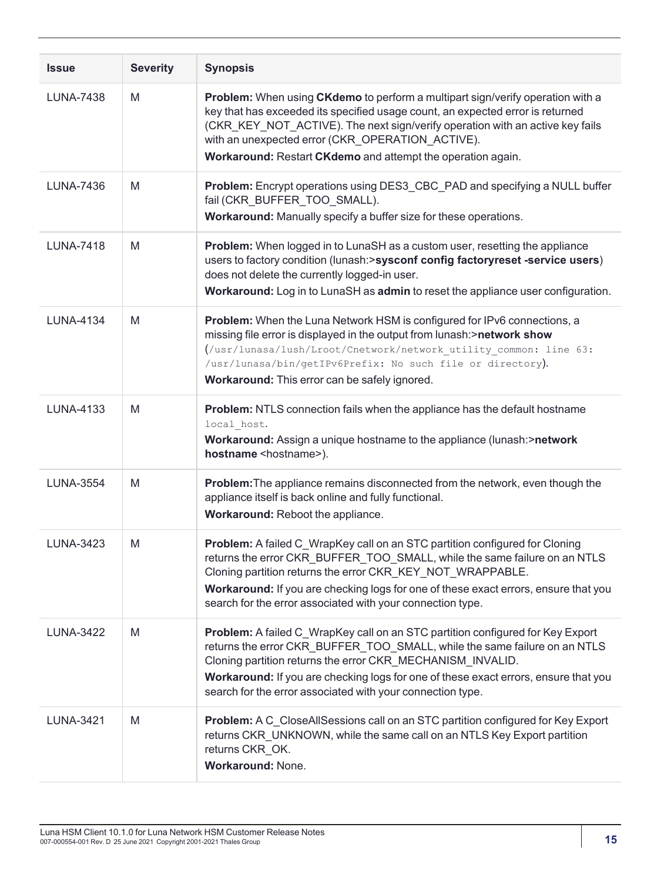| Issue | Severity | Synopsis |
|---|---|---|
| LUNA-7438 | M | **Problem:** When using **CKdemo** to perform a multipart sign/verify operation with a key that has exceeded its specified usage count, an expected error is returned (CKR_KEY_NOT_ACTIVE). The next sign/verify operation with an active key fails with an unexpected error (CKR_OPERATION_ACTIVE).<br>**Workaround:** Restart **CKdemo** and attempt the operation again. |
| LUNA-7436 | M | **Problem:** Encrypt operations using DES3_CBC_PAD and specifying a NULL buffer fail (CKR_BUFFER_TOO_SMALL).<br>**Workaround:** Manually specify a buffer size for these operations. |
| LUNA-7418 | M | **Problem:** When logged in to LunaSH as a custom user, resetting the appliance users to factory condition (lunash:>**sysconf config factoryreset -service users**) does not delete the currently logged-in user.<br>**Workaround:** Log in to LunaSH as **admin** to reset the appliance user configuration. |
| LUNA-4134 | M | **Problem:** When the Luna Network HSM is configured for IPv6 connections, a missing file error is displayed in the output from lunash:>**network show** (`/usr/lunasa/lush/Lroot/Cnetwork/network_utility_common: line 63: /usr/lunasa/bin/getIPv6Prefix: No such file or directory`).<br>**Workaround:** This error can be safely ignored. |
| LUNA-4133 | M | **Problem:** NTLS connection fails when the appliance has the default hostname `local_host`.<br>**Workaround:** Assign a unique hostname to the appliance (lunash:>**network hostname** <hostname>). |
| LUNA-3554 | M | **Problem:**The appliance remains disconnected from the network, even though the appliance itself is back online and fully functional.<br>**Workaround:** Reboot the appliance. |
| LUNA-3423 | M | **Problem:** A failed C_WrapKey call on an STC partition configured for Cloning returns the error CKR_BUFFER_TOO_SMALL, while the same failure on an NTLS Cloning partition returns the error CKR_KEY_NOT_WRAPPABLE.<br>**Workaround:** If you are checking logs for one of these exact errors, ensure that you search for the error associated with your connection type. |
| LUNA-3422 | M | **Problem:** A failed C_WrapKey call on an STC partition configured for Key Export returns the error CKR_BUFFER_TOO_SMALL, while the same failure on an NTLS Cloning partition returns the error CKR_MECHANISM_INVALID.<br>**Workaround:** If you are checking logs for one of these exact errors, ensure that you search for the error associated with your connection type. |
| LUNA-3421 | M | **Problem:** A C_CloseAllSessions call on an STC partition configured for Key Export returns CKR_UNKNOWN, while the same call on an NTLS Key Export partition returns CKR_OK.<br>**Workaround:** None. |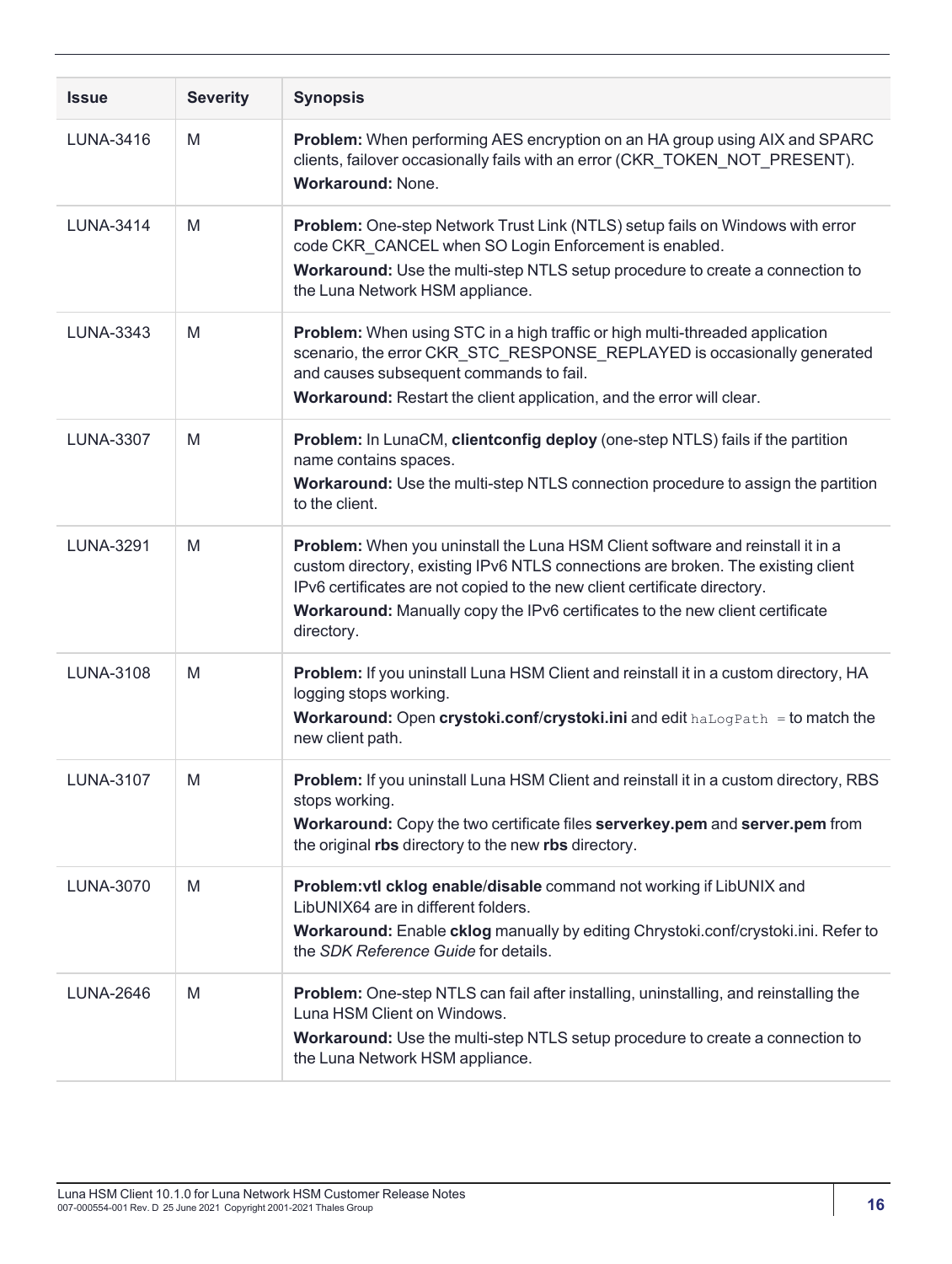| Issue | Severity | Synopsis |
|---|---|---|
| LUNA-3416 | M | **Problem:** When performing AES encryption on an HA group using AIX and SPARC clients, failover occasionally fails with an error (CKR_TOKEN_NOT_PRESENT).<br>**Workaround:** None. |
| LUNA-3414 | M | **Problem:** One-step Network Trust Link (NTLS) setup fails on Windows with error code CKR_CANCEL when SO Login Enforcement is enabled.<br>**Workaround:** Use the multi-step NTLS setup procedure to create a connection to the Luna Network HSM appliance. |
| LUNA-3343 | M | **Problem:** When using STC in a high traffic or high multi-threaded application scenario, the error CKR_STC_RESPONSE_REPLAYED is occasionally generated and causes subsequent commands to fail.<br>**Workaround:** Restart the client application, and the error will clear. |
| LUNA-3307 | M | **Problem:** In LunaCM, **clientconfig deploy** (one-step NTLS) fails if the partition name contains spaces.<br>**Workaround:** Use the multi-step NTLS connection procedure to assign the partition to the client. |
| LUNA-3291 | M | **Problem:** When you uninstall the Luna HSM Client software and reinstall it in a custom directory, existing IPv6 NTLS connections are broken. The existing client IPv6 certificates are not copied to the new client certificate directory.<br>**Workaround:** Manually copy the IPv6 certificates to the new client certificate directory. |
| LUNA-3108 | M | **Problem:** If you uninstall Luna HSM Client and reinstall it in a custom directory, HA logging stops working.<br>**Workaround:** Open **crystoki.conf/crystoki.ini** and edit `haLogPath =` to match the new client path. |
| LUNA-3107 | M | **Problem:** If you uninstall Luna HSM Client and reinstall it in a custom directory, RBS stops working.<br>**Workaround:** Copy the two certificate files **serverkey.pem** and **server.pem** from the original **rbs** directory to the new **rbs** directory. |
| LUNA-3070 | M | **Problem:vtl cklog enable**/**disable** command not working if LibUNIX and LibUNIX64 are in different folders.<br>**Workaround:** Enable **cklog** manually by editing Chrystoki.conf/crystoki.ini. Refer to the *SDK Reference Guide* for details. |
| LUNA-2646 | M | **Problem:** One-step NTLS can fail after installing, uninstalling, and reinstalling the Luna HSM Client on Windows.<br>**Workaround:** Use the multi-step NTLS setup procedure to create a connection to the Luna Network HSM appliance. |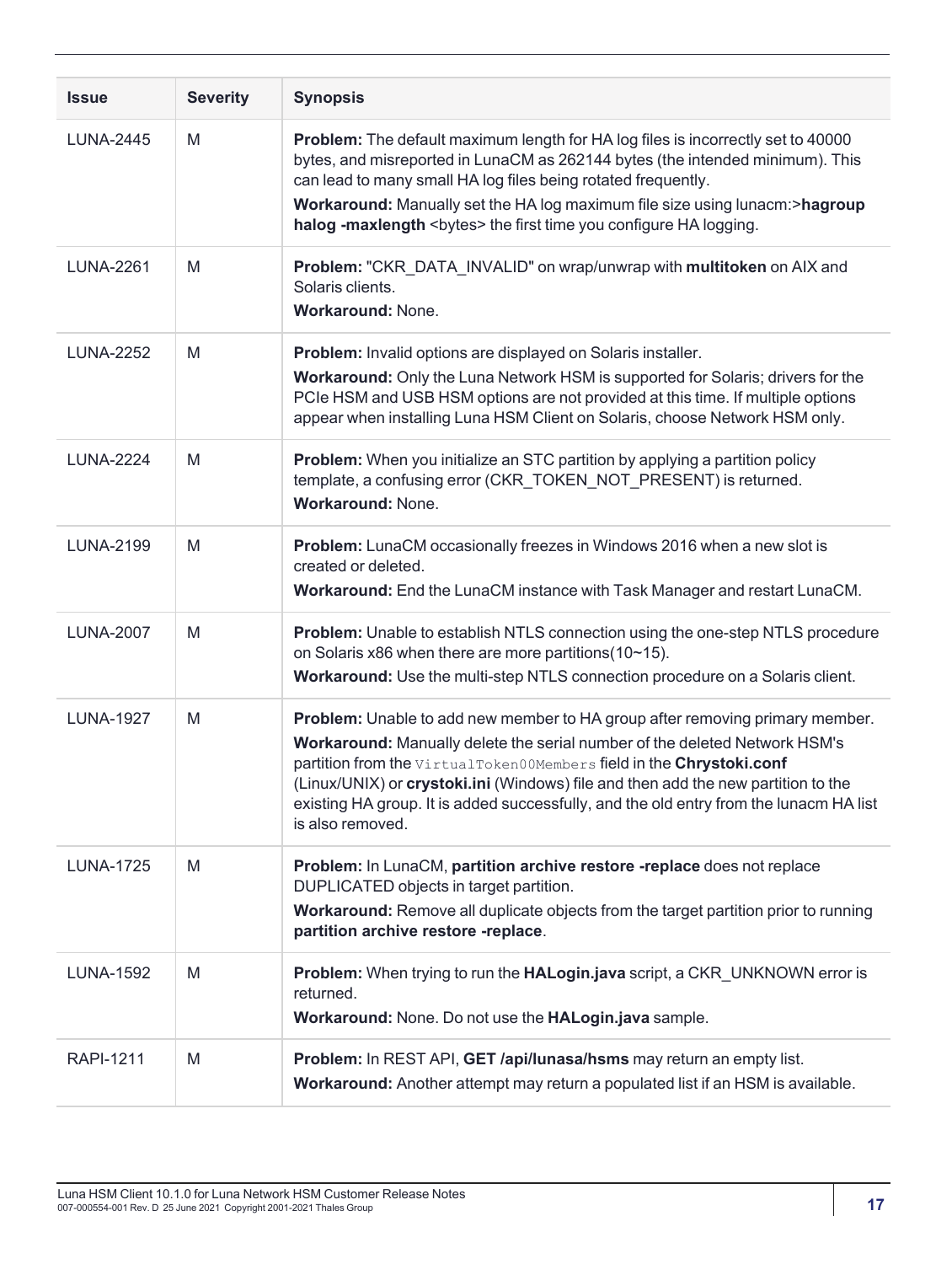| Issue | Severity | Synopsis |
| --- | --- | --- |
| LUNA-2445 | M | **Problem:** The default maximum length for HA log files is incorrectly set to 40000 bytes, and misreported in LunaCM as 262144 bytes (the intended minimum). This can lead to many small HA log files being rotated frequently.<br>**Workaround:** Manually set the HA log maximum file size using lunacm:>**hagroup halog -maxlength** <bytes> the first time you configure HA logging. |
| LUNA-2261 | M | **Problem:** "CKR_DATA_INVALID" on wrap/unwrap with **multitoken** on AIX and Solaris clients.<br>**Workaround:** None. |
| LUNA-2252 | M | **Problem:** Invalid options are displayed on Solaris installer.<br>**Workaround:** Only the Luna Network HSM is supported for Solaris; drivers for the PCIe HSM and USB HSM options are not provided at this time. If multiple options appear when installing Luna HSM Client on Solaris, choose Network HSM only. |
| LUNA-2224 | M | **Problem:** When you initialize an STC partition by applying a partition policy template, a confusing error (CKR_TOKEN_NOT_PRESENT) is returned.<br>**Workaround:** None. |
| LUNA-2199 | M | **Problem:** LunaCM occasionally freezes in Windows 2016 when a new slot is created or deleted.<br>**Workaround:** End the LunaCM instance with Task Manager and restart LunaCM. |
| LUNA-2007 | M | **Problem:** Unable to establish NTLS connection using the one-step NTLS procedure on Solaris x86 when there are more partitions(10~15).<br>**Workaround:** Use the multi-step NTLS connection procedure on a Solaris client. |
| LUNA-1927 | M | **Problem:** Unable to add new member to HA group after removing primary member.<br>**Workaround:** Manually delete the serial number of the deleted Network HSM's partition from the `VirtualToken00Members` field in the **Chrystoki.conf** (Linux/UNIX) or **crystoki.ini** (Windows) file and then add the new partition to the existing HA group. It is added successfully, and the old entry from the lunacm HA list is also removed. |
| LUNA-1725 | M | **Problem:** In LunaCM, **partition archive restore -replace** does not replace DUPLICATED objects in target partition.<br>**Workaround:** Remove all duplicate objects from the target partition prior to running **partition archive restore -replace**. |
| LUNA-1592 | M | **Problem:** When trying to run the **HALogin.java** script, a CKR_UNKNOWN error is returned.<br>**Workaround:** None. Do not use the **HALogin.java** sample. |
| RAPI-1211 | M | **Problem:** In REST API, **GET /api/lunasa/hsms** may return an empty list.<br>**Workaround:** Another attempt may return a populated list if an HSM is available. |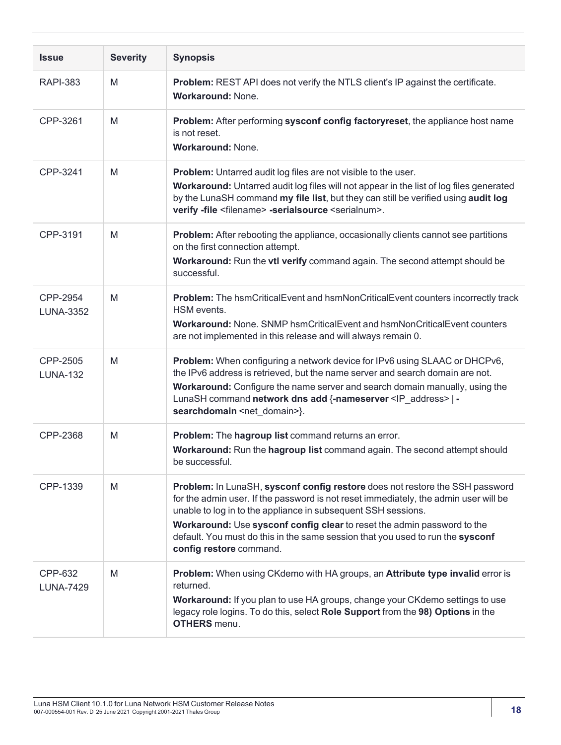| Issue | Severity | Synopsis |
|---|---|---|
| RAPI-383 | M | **Problem:** REST API does not verify the NTLS client's IP against the certificate.<br>**Workaround:** None. |
| CPP-3261 | M | **Problem:** After performing **sysconf config factoryreset**, the appliance host name is not reset.<br>**Workaround:** None. |
| CPP-3241 | M | **Problem:** Untarred audit log files are not visible to the user.<br>**Workaround:** Untarred audit log files will not appear in the list of log files generated by the LunaSH command **my file list**, but they can still be verified using **audit log verify -file** <filename> **-serialsource** <serialnum>. |
| CPP-3191 | M | **Problem:** After rebooting the appliance, occasionally clients cannot see partitions on the first connection attempt.<br>**Workaround:** Run the **vtl verify** command again. The second attempt should be successful. |
| CPP-2954<br>LUNA-3352 | M | **Problem:** The hsmCriticalEvent and hsmNonCriticalEvent counters incorrectly track HSM events.<br>**Workaround:** None. SNMP hsmCriticalEvent and hsmNonCriticalEvent counters are not implemented in this release and will always remain 0. |
| CPP-2505<br>LUNA-132 | M | **Problem:** When configuring a network device for IPv6 using SLAAC or DHCPv6, the IPv6 address is retrieved, but the name server and search domain are not.<br>**Workaround:** Configure the name server and search domain manually, using the LunaSH command **network dns add** {**-nameserver** <IP_address> \| **-searchdomain** <net_domain>}. |
| CPP-2368 | M | **Problem:** The **hagroup list** command returns an error.<br>**Workaround:** Run the **hagroup list** command again. The second attempt should be successful. |
| CPP-1339 | M | **Problem:** In LunaSH, **sysconf config restore** does not restore the SSH password for the admin user. If the password is not reset immediately, the admin user will be unable to log in to the appliance in subsequent SSH sessions.<br>**Workaround:** Use **sysconf config clear** to reset the admin password to the default. You must do this in the same session that you used to run the **sysconf config restore** command. |
| CPP-632<br>LUNA-7429 | M | **Problem:** When using CKdemo with HA groups, an **Attribute type invalid** error is returned.<br>**Workaround:** If you plan to use HA groups, change your CKdemo settings to use legacy role logins. To do this, select **Role Support** from the **98) Options** in the **OTHERS** menu. |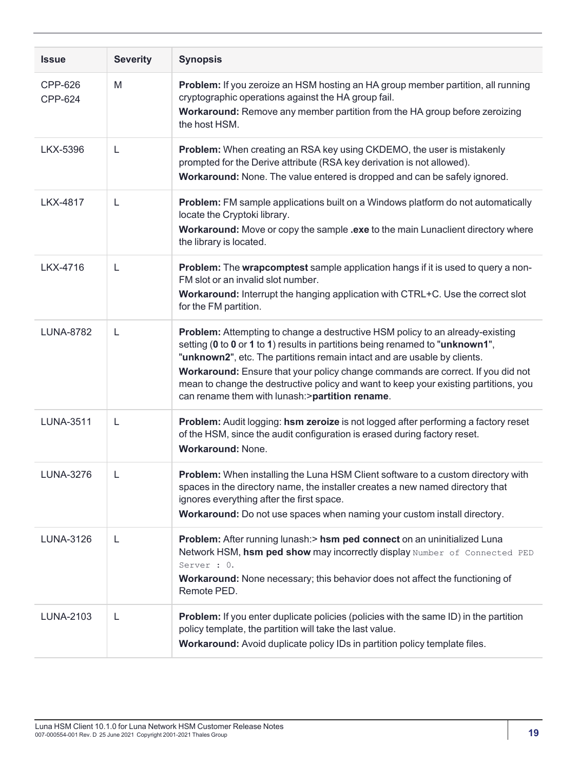| Issue | Severity | Synopsis |
|---|---|---|
| CPP-626 CPP-624 | M | **Problem:** If you zeroize an HSM hosting an HA group member partition, all running cryptographic operations against the HA group fail.<br>**Workaround:** Remove any member partition from the HA group before zeroizing the host HSM. |
| LKX-5396 | L | **Problem:** When creating an RSA key using CKDEMO, the user is mistakenly prompted for the Derive attribute (RSA key derivation is not allowed).<br>**Workaround:** None. The value entered is dropped and can be safely ignored. |
| LKX-4817 | L | **Problem:** FM sample applications built on a Windows platform do not automatically locate the Cryptoki library.<br>**Workaround:** Move or copy the sample **.exe** to the main Lunaclient directory where the library is located. |
| LKX-4716 | L | **Problem:** The **wrapcomptest** sample application hangs if it is used to query a non-FM slot or an invalid slot number.<br>**Workaround:** Interrupt the hanging application with CTRL+C. Use the correct slot for the FM partition. |
| LUNA-8782 | L | **Problem:** Attempting to change a destructive HSM policy to an already-existing setting (**0** to **0** or **1** to **1**) results in partitions being renamed to "**unknown1**", "**unknown2**", etc. The partitions remain intact and are usable by clients.<br>**Workaround:** Ensure that your policy change commands are correct. If you did not mean to change the destructive policy and want to keep your existing partitions, you can rename them with lunash:>**partition rename**. |
| LUNA-3511 | L | **Problem:** Audit logging: **hsm zeroize** is not logged after performing a factory reset of the HSM, since the audit configuration is erased during factory reset.<br>**Workaround:** None. |
| LUNA-3276 | L | **Problem:** When installing the Luna HSM Client software to a custom directory with spaces in the directory name, the installer creates a new named directory that ignores everything after the first space.<br>**Workaround:** Do not use spaces when naming your custom install directory. |
| LUNA-3126 | L | **Problem:** After running lunash:> **hsm ped connect** on an uninitialized Luna Network HSM, **hsm ped show** may incorrectly display `Number of Connected PED Server : 0`.<br>**Workaround:** None necessary; this behavior does not affect the functioning of Remote PED. |
| LUNA-2103 | L | **Problem:** If you enter duplicate policies (policies with the same ID) in the partition policy template, the partition will take the last value.<br>**Workaround:** Avoid duplicate policy IDs in partition policy template files. |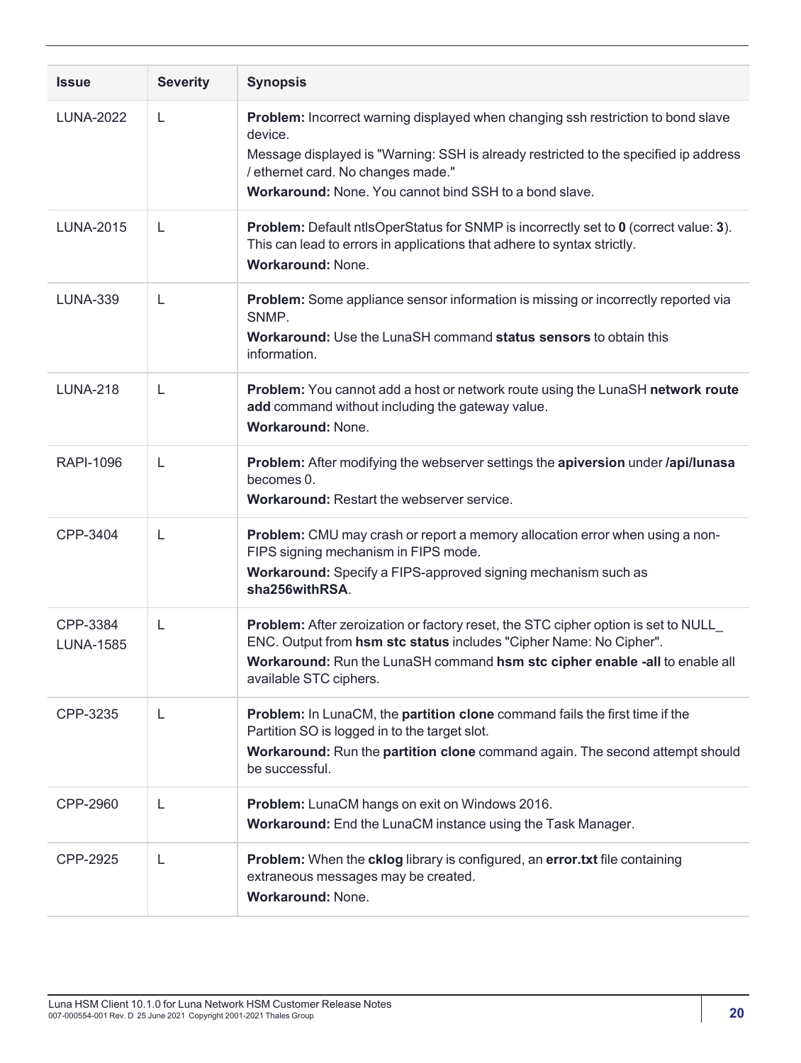| Issue | Severity | Synopsis |
| --- | --- | --- |
| LUNA-2022 | L | **Problem:** Incorrect warning displayed when changing ssh restriction to bond slave device.<br>Message displayed is "Warning: SSH is already restricted to the specified ip address / ethernet card. No changes made."<br>**Workaround:** None. You cannot bind SSH to a bond slave. |
| LUNA-2015 | L | **Problem:** Default ntlsOperStatus for SNMP is incorrectly set to **0** (correct value: **3**). This can lead to errors in applications that adhere to syntax strictly.<br>**Workaround:** None. |
| LUNA-339 | L | **Problem:** Some appliance sensor information is missing or incorrectly reported via SNMP.<br>**Workaround:** Use the LunaSH command **status sensors** to obtain this information. |
| LUNA-218 | L | **Problem:** You cannot add a host or network route using the LunaSH **network route add** command without including the gateway value.<br>**Workaround:** None. |
| RAPI-1096 | L | **Problem:** After modifying the webserver settings the **apiversion** under **/api/lunasa** becomes 0.<br>**Workaround:** Restart the webserver service. |
| CPP-3404 | L | **Problem:** CMU may crash or report a memory allocation error when using a non-FIPS signing mechanism in FIPS mode.<br>**Workaround:** Specify a FIPS-approved signing mechanism such as **sha256withRSA**. |
| CPP-3384<br>LUNA-1585 | L | **Problem:** After zeroization or factory reset, the STC cipher option is set to NULL_ENC. Output from **hsm stc status** includes "Cipher Name: No Cipher".<br>**Workaround:** Run the LunaSH command **hsm stc cipher enable -all** to enable all available STC ciphers. |
| CPP-3235 | L | **Problem:** In LunaCM, the **partition clone** command fails the first time if the Partition SO is logged in to the target slot.<br>**Workaround:** Run the **partition clone** command again. The second attempt should be successful. |
| CPP-2960 | L | **Problem:** LunaCM hangs on exit on Windows 2016.<br>**Workaround:** End the LunaCM instance using the Task Manager. |
| CPP-2925 | L | **Problem:** When the **cklog** library is configured, an **error.txt** file containing extraneous messages may be created.<br>**Workaround:** None. |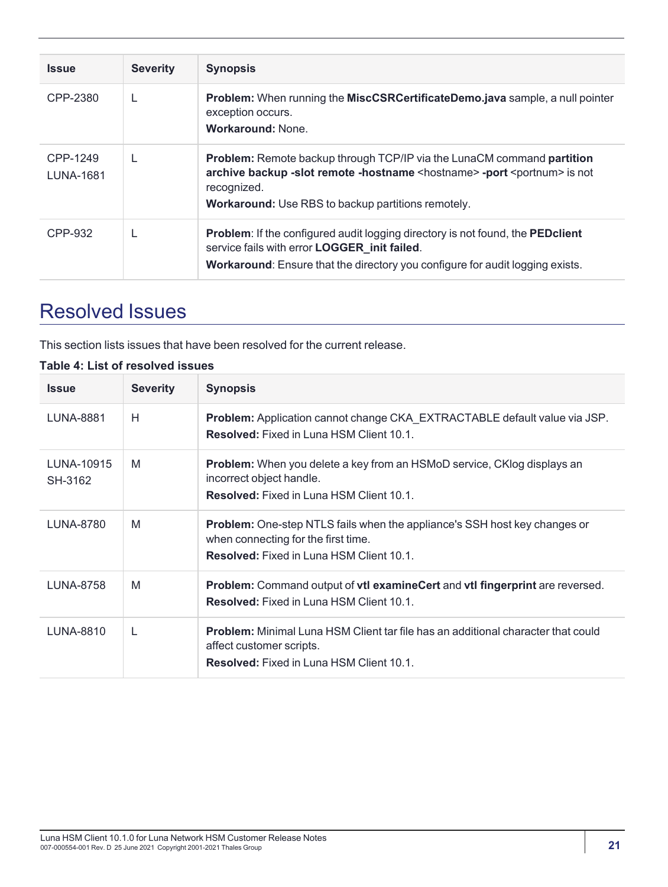| Issue | Severity | Synopsis |
|---|---|---|
| CPP-2380 | L | **Problem:** When running the **MiscCSRCertificateDemo.java** sample, a null pointer exception occurs.<br>**Workaround:** None. |
| CPP-1249<br>LUNA-1681 | L | **Problem:** Remote backup through TCP/IP via the LunaCM command **partition archive backup -slot remote -hostname** <hostname> **-port** <portnum> is not recognized.<br>**Workaround:** Use RBS to backup partitions remotely. |
| CPP-932 | L | **Problem**: If the configured audit logging directory is not found, the **PEDclient** service fails with error **LOGGER_init failed**.<br>**Workaround**: Ensure that the directory you configure for audit logging exists. |

## Resolved Issues

This section lists issues that have been resolved for the current release.

**Table 4: List of resolved issues**

| Issue | Severity | Synopsis |
|---|---|---|
| LUNA-8881 | H | **Problem:** Application cannot change CKA_EXTRACTABLE default value via JSP.<br>**Resolved:** Fixed in Luna HSM Client 10.1. |
| LUNA-10915<br>SH-3162 | M | **Problem:** When you delete a key from an HSMoD service, CKlog displays an incorrect object handle.<br>**Resolved:** Fixed in Luna HSM Client 10.1. |
| LUNA-8780 | M | **Problem:** One-step NTLS fails when the appliance's SSH host key changes or when connecting for the first time.<br>**Resolved:** Fixed in Luna HSM Client 10.1. |
| LUNA-8758 | M | **Problem:** Command output of **vtl examineCert** and **vtl fingerprint** are reversed.<br>**Resolved:** Fixed in Luna HSM Client 10.1. |
| LUNA-8810 | L | **Problem:** Minimal Luna HSM Client tar file has an additional character that could affect customer scripts.<br>**Resolved:** Fixed in Luna HSM Client 10.1. |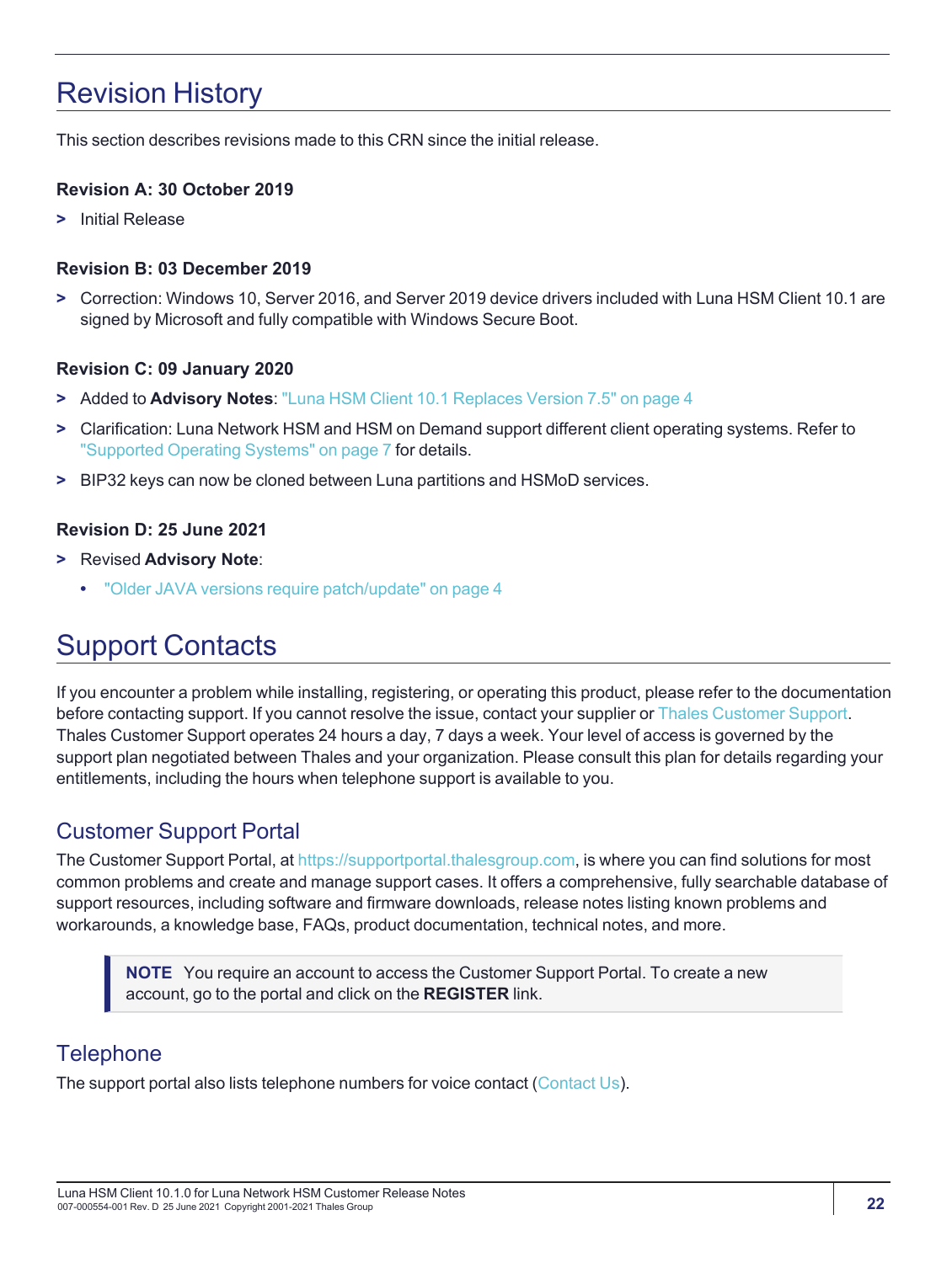# Revision History

This section describes revisions made to this CRN since the initial release.

**Revision A: 30 October 2019**

> Initial Release

**Revision B: 03 December 2019**

> Correction: Windows 10, Server 2016, and Server 2019 device drivers included with Luna HSM Client 10.1 are signed by Microsoft and fully compatible with Windows Secure Boot.

**Revision C: 09 January 2020**

> Added to **Advisory Notes**: "Luna HSM Client 10.1 Replaces Version 7.5" on page 4

> Clarification: Luna Network HSM and HSM on Demand support different client operating systems. Refer to "Supported Operating Systems" on page 7 for details.

> BIP32 keys can now be cloned between Luna partitions and HSMoD services.

**Revision D: 25 June 2021**

> Revised **Advisory Note**:

- "Older JAVA versions require patch/update" on page 4

# Support Contacts

If you encounter a problem while installing, registering, or operating this product, please refer to the documentation before contacting support. If you cannot resolve the issue, contact your supplier or Thales Customer Support. Thales Customer Support operates 24 hours a day, 7 days a week. Your level of access is governed by the support plan negotiated between Thales and your organization. Please consult this plan for details regarding your entitlements, including the hours when telephone support is available to you.

## Customer Support Portal

The Customer Support Portal, at https://supportportal.thalesgroup.com, is where you can find solutions for most common problems and create and manage support cases. It offers a comprehensive, fully searchable database of support resources, including software and firmware downloads, release notes listing known problems and workarounds, a knowledge base, FAQs, product documentation, technical notes, and more.

**NOTE** You require an account to access the Customer Support Portal. To create a new account, go to the portal and click on the **REGISTER** link.

## Telephone

The support portal also lists telephone numbers for voice contact (Contact Us).